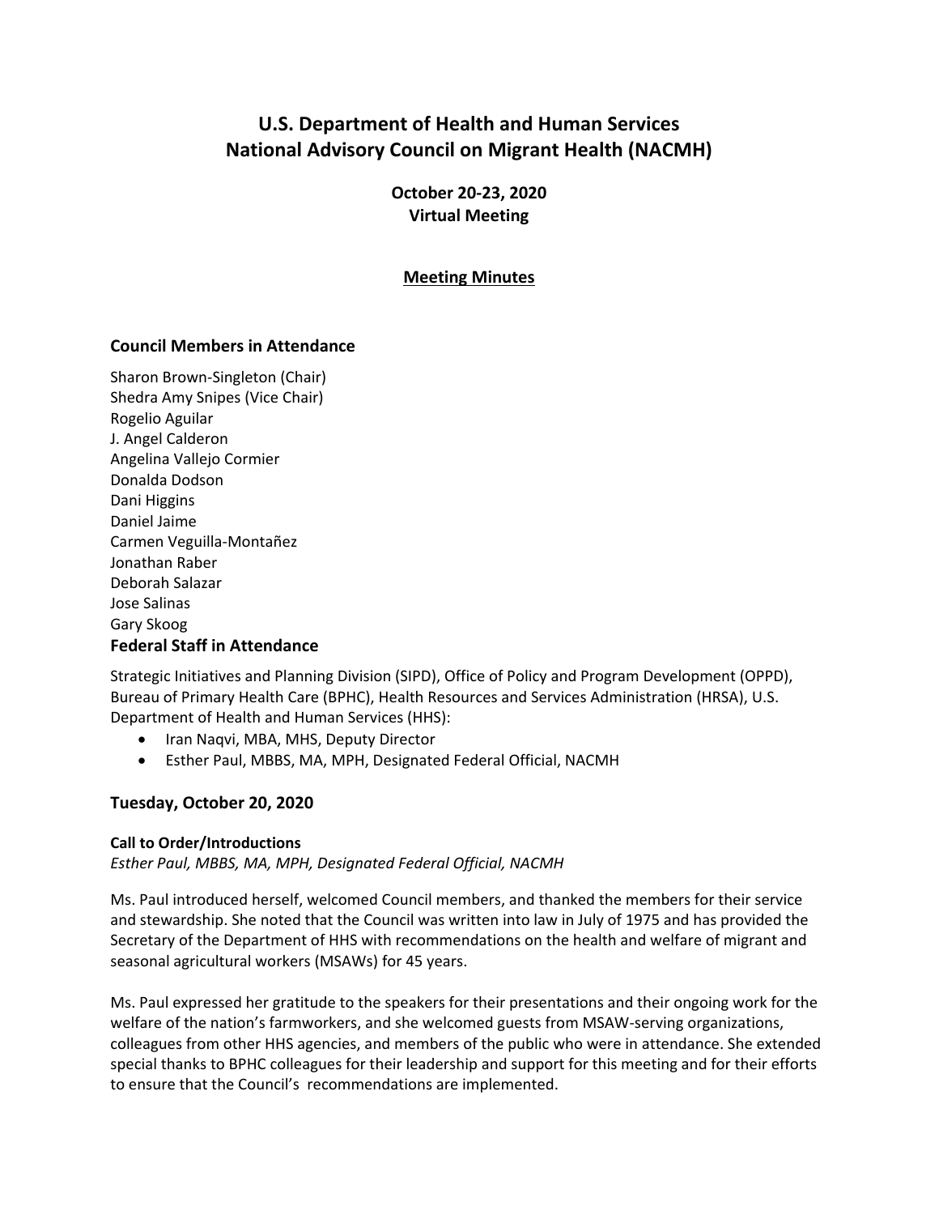# U.S. Department of Health and Human Services
# National Advisory Council on Migrant Health (NACMH)

**October 20-23, 2020**
**Virtual Meeting**

**Meeting Minutes**

## Council Members in Attendance

Sharon Brown-Singleton (Chair)
Shedra Amy Snipes (Vice Chair)
Rogelio Aguilar
J. Angel Calderon
Angelina Vallejo Cormier
Donalda Dodson
Dani Higgins
Daniel Jaime
Carmen Veguilla-Montañez
Jonathan Raber
Deborah Salazar
Jose Salinas
Gary Skoog

## Federal Staff in Attendance

Strategic Initiatives and Planning Division (SIPD), Office of Policy and Program Development (OPPD), Bureau of Primary Health Care (BPHC), Health Resources and Services Administration (HRSA), U.S. Department of Health and Human Services (HHS):

- Iran Naqvi, MBA, MHS, Deputy Director
- Esther Paul, MBBS, MA, MPH, Designated Federal Official, NACMH

## Tuesday, October 20, 2020

**Call to Order/Introductions**

*Esther Paul, MBBS, MA, MPH, Designated Federal Official, NACMH*

Ms. Paul introduced herself, welcomed Council members, and thanked the members for their service and stewardship. She noted that the Council was written into law in July of 1975 and has provided the Secretary of the Department of HHS with recommendations on the health and welfare of migrant and seasonal agricultural workers (MSAWs) for 45 years.

Ms. Paul expressed her gratitude to the speakers for their presentations and their ongoing work for the welfare of the nation's farmworkers, and she welcomed guests from MSAW-serving organizations, colleagues from other HHS agencies, and members of the public who were in attendance. She extended special thanks to BPHC colleagues for their leadership and support for this meeting and for their efforts to ensure that the Council's recommendations are implemented.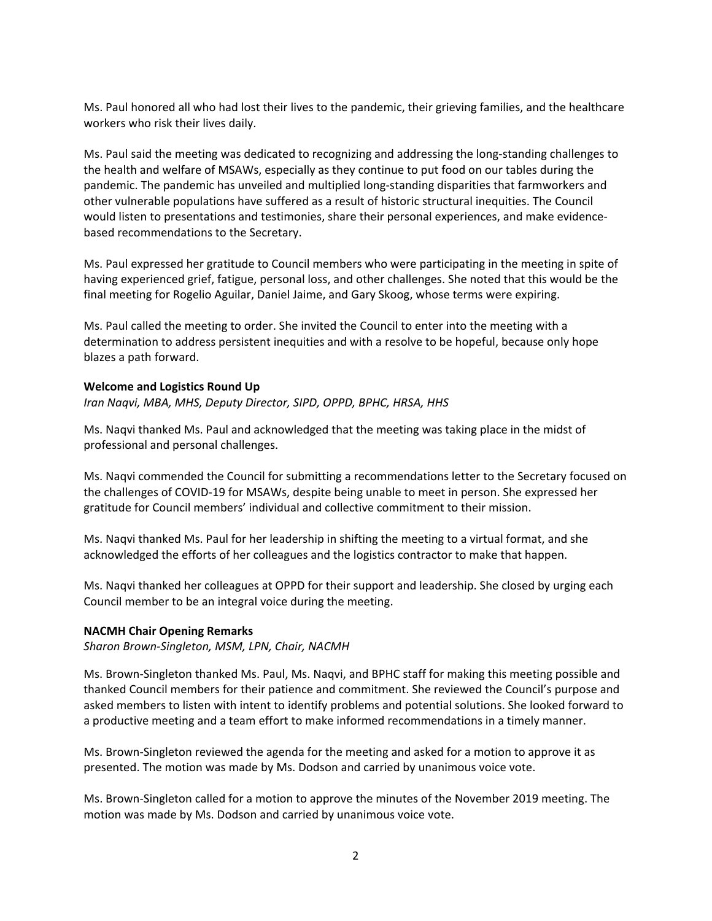Ms. Paul honored all who had lost their lives to the pandemic, their grieving families, and the healthcare workers who risk their lives daily.

Ms. Paul said the meeting was dedicated to recognizing and addressing the long-standing challenges to the health and welfare of MSAWs, especially as they continue to put food on our tables during the pandemic. The pandemic has unveiled and multiplied long-standing disparities that farmworkers and other vulnerable populations have suffered as a result of historic structural inequities. The Council would listen to presentations and testimonies, share their personal experiences, and make evidence-based recommendations to the Secretary.

Ms. Paul expressed her gratitude to Council members who were participating in the meeting in spite of having experienced grief, fatigue, personal loss, and other challenges. She noted that this would be the final meeting for Rogelio Aguilar, Daniel Jaime, and Gary Skoog, whose terms were expiring.

Ms. Paul called the meeting to order. She invited the Council to enter into the meeting with a determination to address persistent inequities and with a resolve to be hopeful, because only hope blazes a path forward.

**Welcome and Logistics Round Up**

*Iran Naqvi, MBA, MHS, Deputy Director, SIPD, OPPD, BPHC, HRSA, HHS*

Ms. Naqvi thanked Ms. Paul and acknowledged that the meeting was taking place in the midst of professional and personal challenges.

Ms. Naqvi commended the Council for submitting a recommendations letter to the Secretary focused on the challenges of COVID-19 for MSAWs, despite being unable to meet in person. She expressed her gratitude for Council members' individual and collective commitment to their mission.

Ms. Naqvi thanked Ms. Paul for her leadership in shifting the meeting to a virtual format, and she acknowledged the efforts of her colleagues and the logistics contractor to make that happen.

Ms. Naqvi thanked her colleagues at OPPD for their support and leadership. She closed by urging each Council member to be an integral voice during the meeting.

**NACMH Chair Opening Remarks**

*Sharon Brown-Singleton, MSM, LPN, Chair, NACMH*

Ms. Brown-Singleton thanked Ms. Paul, Ms. Naqvi, and BPHC staff for making this meeting possible and thanked Council members for their patience and commitment. She reviewed the Council's purpose and asked members to listen with intent to identify problems and potential solutions. She looked forward to a productive meeting and a team effort to make informed recommendations in a timely manner.

Ms. Brown-Singleton reviewed the agenda for the meeting and asked for a motion to approve it as presented. The motion was made by Ms. Dodson and carried by unanimous voice vote.

Ms. Brown-Singleton called for a motion to approve the minutes of the November 2019 meeting. The motion was made by Ms. Dodson and carried by unanimous voice vote.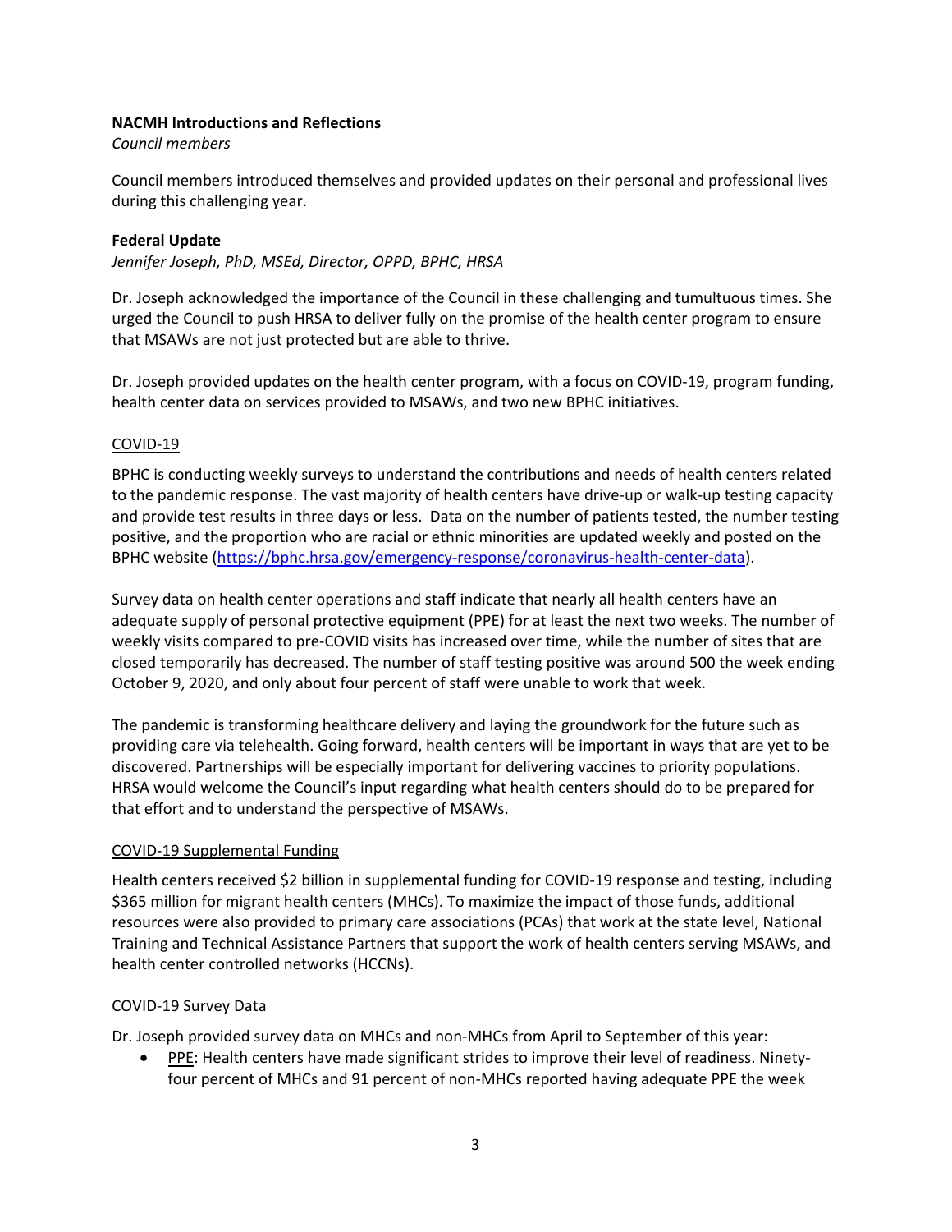**NACMH Introductions and Reflections**

*Council members*

Council members introduced themselves and provided updates on their personal and professional lives during this challenging year.

**Federal Update**

*Jennifer Joseph, PhD, MSEd, Director, OPPD, BPHC, HRSA*

Dr. Joseph acknowledged the importance of the Council in these challenging and tumultuous times. She urged the Council to push HRSA to deliver fully on the promise of the health center program to ensure that MSAWs are not just protected but are able to thrive.

Dr. Joseph provided updates on the health center program, with a focus on COVID-19, program funding, health center data on services provided to MSAWs, and two new BPHC initiatives.

COVID-19

BPHC is conducting weekly surveys to understand the contributions and needs of health centers related to the pandemic response. The vast majority of health centers have drive-up or walk-up testing capacity and provide test results in three days or less. Data on the number of patients tested, the number testing positive, and the proportion who are racial or ethnic minorities are updated weekly and posted on the BPHC website (https://bphc.hrsa.gov/emergency-response/coronavirus-health-center-data).

Survey data on health center operations and staff indicate that nearly all health centers have an adequate supply of personal protective equipment (PPE) for at least the next two weeks. The number of weekly visits compared to pre-COVID visits has increased over time, while the number of sites that are closed temporarily has decreased. The number of staff testing positive was around 500 the week ending October 9, 2020, and only about four percent of staff were unable to work that week.

The pandemic is transforming healthcare delivery and laying the groundwork for the future such as providing care via telehealth. Going forward, health centers will be important in ways that are yet to be discovered. Partnerships will be especially important for delivering vaccines to priority populations. HRSA would welcome the Council's input regarding what health centers should do to be prepared for that effort and to understand the perspective of MSAWs.

COVID-19 Supplemental Funding

Health centers received $2 billion in supplemental funding for COVID-19 response and testing, including $365 million for migrant health centers (MHCs). To maximize the impact of those funds, additional resources were also provided to primary care associations (PCAs) that work at the state level, National Training and Technical Assistance Partners that support the work of health centers serving MSAWs, and health center controlled networks (HCCNs).

COVID-19 Survey Data

Dr. Joseph provided survey data on MHCs and non-MHCs from April to September of this year:

- PPE: Health centers have made significant strides to improve their level of readiness. Ninety-four percent of MHCs and 91 percent of non-MHCs reported having adequate PPE the week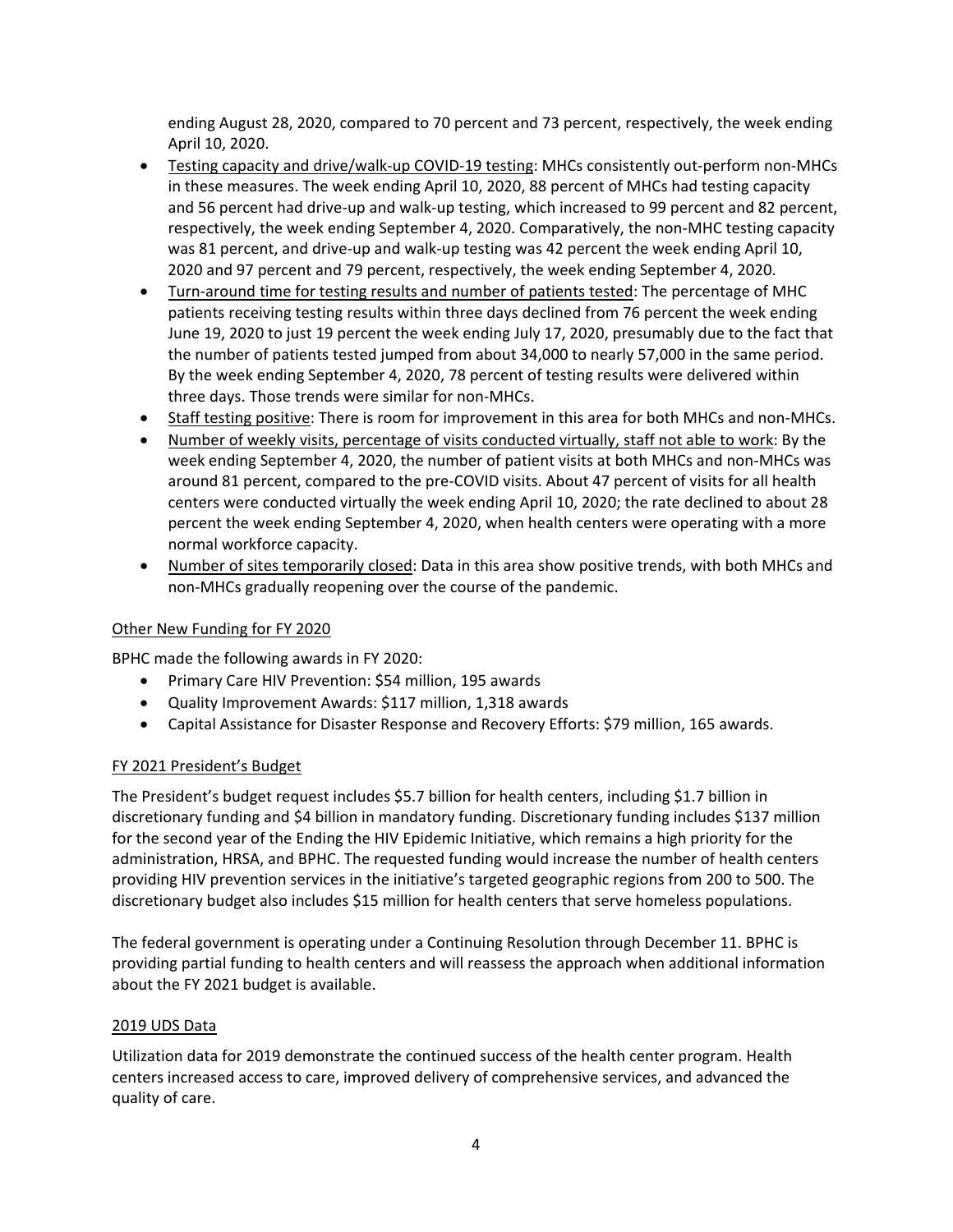ending August 28, 2020, compared to 70 percent and 73 percent, respectively, the week ending April 10, 2020.

- Testing capacity and drive/walk-up COVID-19 testing: MHCs consistently out-perform non-MHCs in these measures. The week ending April 10, 2020, 88 percent of MHCs had testing capacity and 56 percent had drive-up and walk-up testing, which increased to 99 percent and 82 percent, respectively, the week ending September 4, 2020. Comparatively, the non-MHC testing capacity was 81 percent, and drive-up and walk-up testing was 42 percent the week ending April 10, 2020 and 97 percent and 79 percent, respectively, the week ending September 4, 2020.
- Turn-around time for testing results and number of patients tested: The percentage of MHC patients receiving testing results within three days declined from 76 percent the week ending June 19, 2020 to just 19 percent the week ending July 17, 2020, presumably due to the fact that the number of patients tested jumped from about 34,000 to nearly 57,000 in the same period. By the week ending September 4, 2020, 78 percent of testing results were delivered within three days. Those trends were similar for non-MHCs.
- Staff testing positive: There is room for improvement in this area for both MHCs and non-MHCs.
- Number of weekly visits, percentage of visits conducted virtually, staff not able to work: By the week ending September 4, 2020, the number of patient visits at both MHCs and non-MHCs was around 81 percent, compared to the pre-COVID visits. About 47 percent of visits for all health centers were conducted virtually the week ending April 10, 2020; the rate declined to about 28 percent the week ending September 4, 2020, when health centers were operating with a more normal workforce capacity.
- Number of sites temporarily closed: Data in this area show positive trends, with both MHCs and non-MHCs gradually reopening over the course of the pandemic.

## Other New Funding for FY 2020

BPHC made the following awards in FY 2020:

- Primary Care HIV Prevention: $54 million, 195 awards
- Quality Improvement Awards: $117 million, 1,318 awards
- Capital Assistance for Disaster Response and Recovery Efforts: $79 million, 165 awards.

## FY 2021 President's Budget

The President's budget request includes $5.7 billion for health centers, including $1.7 billion in discretionary funding and $4 billion in mandatory funding. Discretionary funding includes $137 million for the second year of the Ending the HIV Epidemic Initiative, which remains a high priority for the administration, HRSA, and BPHC. The requested funding would increase the number of health centers providing HIV prevention services in the initiative's targeted geographic regions from 200 to 500. The discretionary budget also includes $15 million for health centers that serve homeless populations.

The federal government is operating under a Continuing Resolution through December 11. BPHC is providing partial funding to health centers and will reassess the approach when additional information about the FY 2021 budget is available.

## 2019 UDS Data

Utilization data for 2019 demonstrate the continued success of the health center program. Health centers increased access to care, improved delivery of comprehensive services, and advanced the quality of care.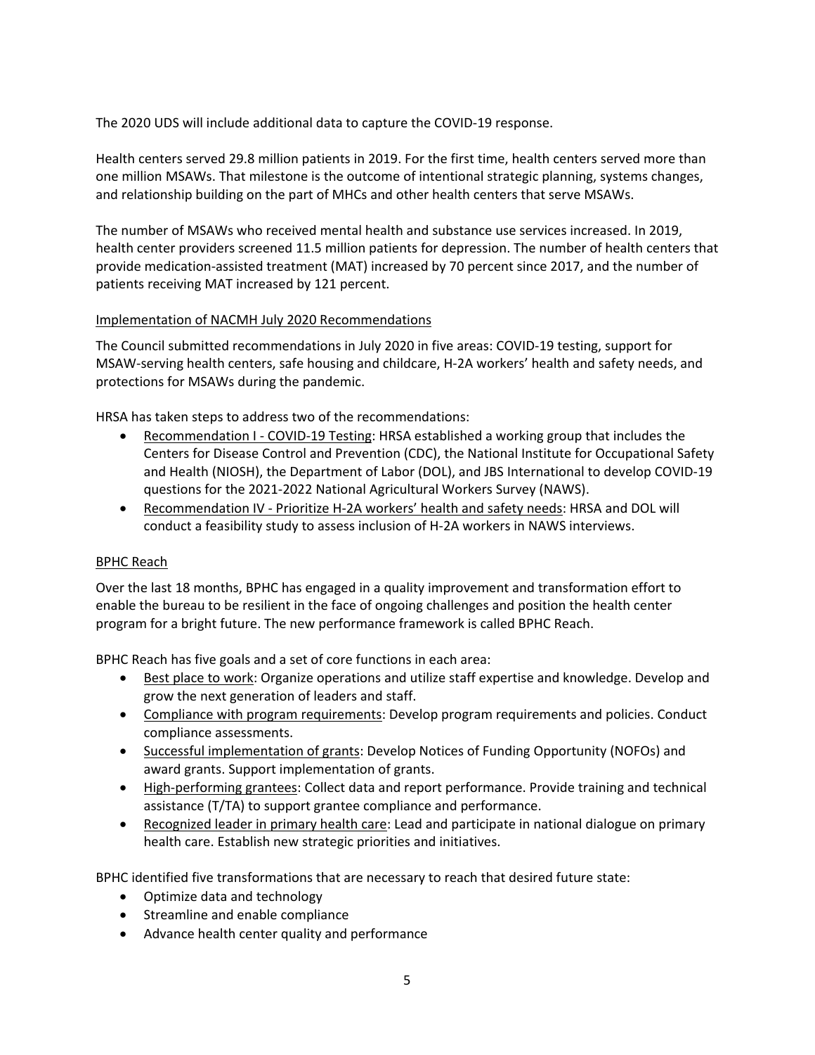The 2020 UDS will include additional data to capture the COVID-19 response.

Health centers served 29.8 million patients in 2019. For the first time, health centers served more than one million MSAWs. That milestone is the outcome of intentional strategic planning, systems changes, and relationship building on the part of MHCs and other health centers that serve MSAWs.

The number of MSAWs who received mental health and substance use services increased. In 2019, health center providers screened 11.5 million patients for depression. The number of health centers that provide medication-assisted treatment (MAT) increased by 70 percent since 2017, and the number of patients receiving MAT increased by 121 percent.

### Implementation of NACMH July 2020 Recommendations

The Council submitted recommendations in July 2020 in five areas: COVID-19 testing, support for MSAW-serving health centers, safe housing and childcare, H-2A workers' health and safety needs, and protections for MSAWs during the pandemic.

HRSA has taken steps to address two of the recommendations:

- Recommendation I - COVID-19 Testing: HRSA established a working group that includes the Centers for Disease Control and Prevention (CDC), the National Institute for Occupational Safety and Health (NIOSH), the Department of Labor (DOL), and JBS International to develop COVID-19 questions for the 2021-2022 National Agricultural Workers Survey (NAWS).
- Recommendation IV - Prioritize H-2A workers' health and safety needs: HRSA and DOL will conduct a feasibility study to assess inclusion of H-2A workers in NAWS interviews.

### BPHC Reach

Over the last 18 months, BPHC has engaged in a quality improvement and transformation effort to enable the bureau to be resilient in the face of ongoing challenges and position the health center program for a bright future. The new performance framework is called BPHC Reach.

BPHC Reach has five goals and a set of core functions in each area:

- Best place to work: Organize operations and utilize staff expertise and knowledge. Develop and grow the next generation of leaders and staff.
- Compliance with program requirements: Develop program requirements and policies. Conduct compliance assessments.
- Successful implementation of grants: Develop Notices of Funding Opportunity (NOFOs) and award grants. Support implementation of grants.
- High-performing grantees: Collect data and report performance. Provide training and technical assistance (T/TA) to support grantee compliance and performance.
- Recognized leader in primary health care: Lead and participate in national dialogue on primary health care. Establish new strategic priorities and initiatives.

BPHC identified five transformations that are necessary to reach that desired future state:

- Optimize data and technology
- Streamline and enable compliance
- Advance health center quality and performance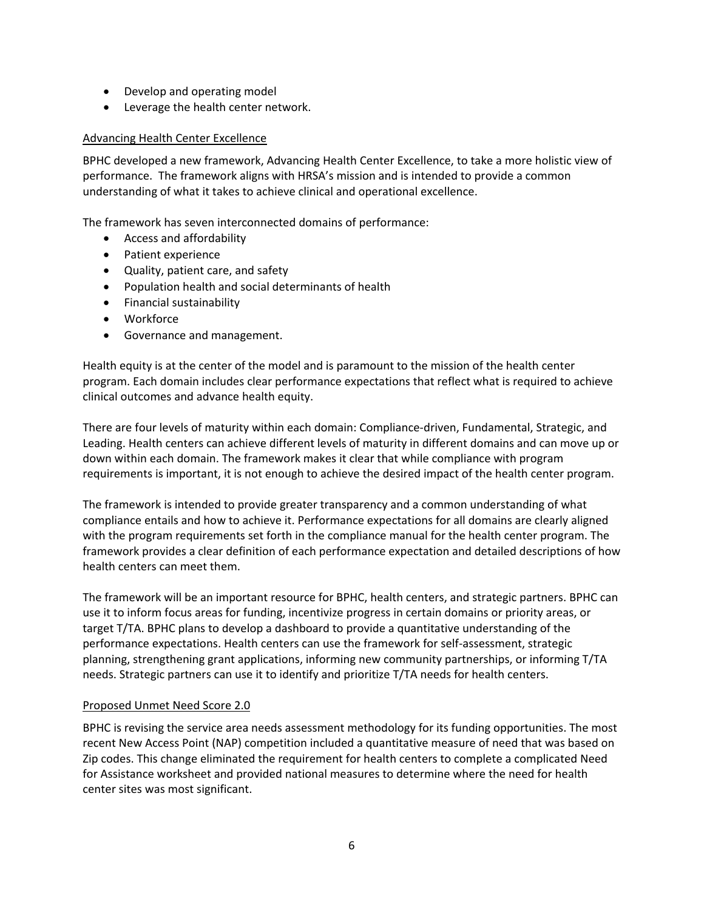- Develop and operating model
- Leverage the health center network.

## Advancing Health Center Excellence

BPHC developed a new framework, Advancing Health Center Excellence, to take a more holistic view of performance. The framework aligns with HRSA's mission and is intended to provide a common understanding of what it takes to achieve clinical and operational excellence.

The framework has seven interconnected domains of performance:

- Access and affordability
- Patient experience
- Quality, patient care, and safety
- Population health and social determinants of health
- Financial sustainability
- Workforce
- Governance and management.

Health equity is at the center of the model and is paramount to the mission of the health center program. Each domain includes clear performance expectations that reflect what is required to achieve clinical outcomes and advance health equity.

There are four levels of maturity within each domain: Compliance-driven, Fundamental, Strategic, and Leading. Health centers can achieve different levels of maturity in different domains and can move up or down within each domain. The framework makes it clear that while compliance with program requirements is important, it is not enough to achieve the desired impact of the health center program.

The framework is intended to provide greater transparency and a common understanding of what compliance entails and how to achieve it. Performance expectations for all domains are clearly aligned with the program requirements set forth in the compliance manual for the health center program. The framework provides a clear definition of each performance expectation and detailed descriptions of how health centers can meet them.

The framework will be an important resource for BPHC, health centers, and strategic partners. BPHC can use it to inform focus areas for funding, incentivize progress in certain domains or priority areas, or target T/TA. BPHC plans to develop a dashboard to provide a quantitative understanding of the performance expectations. Health centers can use the framework for self-assessment, strategic planning, strengthening grant applications, informing new community partnerships, or informing T/TA needs. Strategic partners can use it to identify and prioritize T/TA needs for health centers.

## Proposed Unmet Need Score 2.0

BPHC is revising the service area needs assessment methodology for its funding opportunities. The most recent New Access Point (NAP) competition included a quantitative measure of need that was based on Zip codes. This change eliminated the requirement for health centers to complete a complicated Need for Assistance worksheet and provided national measures to determine where the need for health center sites was most significant.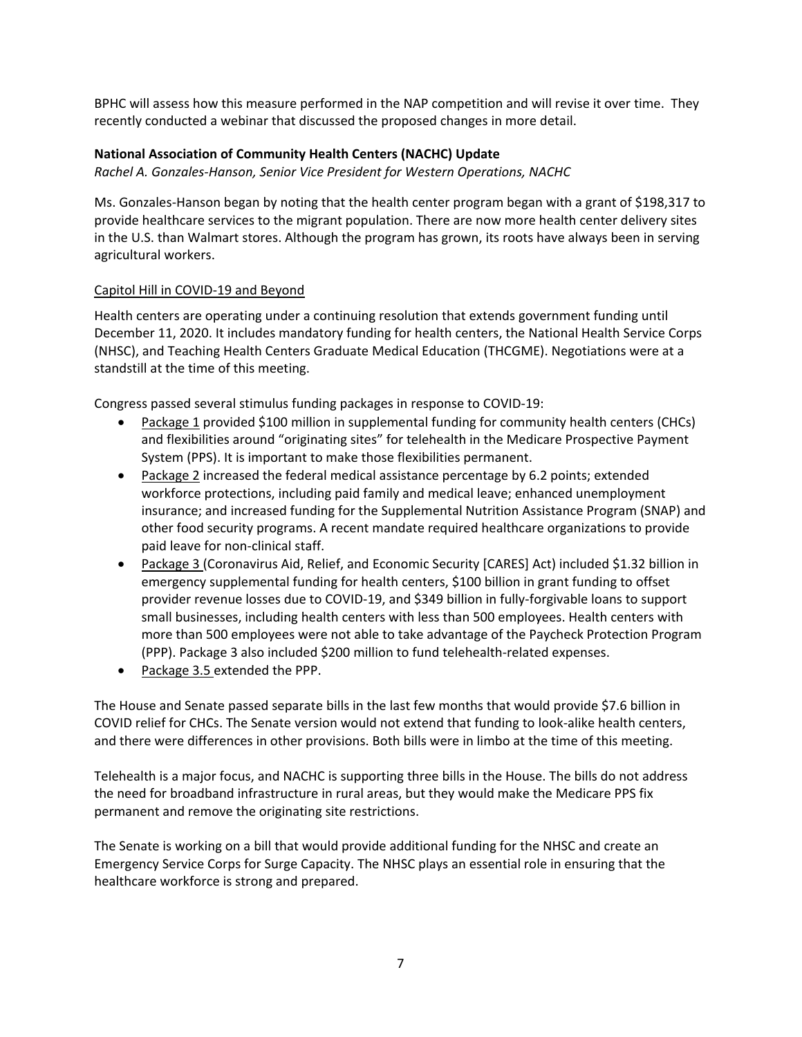BPHC will assess how this measure performed in the NAP competition and will revise it over time. They recently conducted a webinar that discussed the proposed changes in more detail.

**National Association of Community Health Centers (NACHC) Update**

*Rachel A. Gonzales-Hanson, Senior Vice President for Western Operations, NACHC*

Ms. Gonzales-Hanson began by noting that the health center program began with a grant of $198,317 to provide healthcare services to the migrant population. There are now more health center delivery sites in the U.S. than Walmart stores. Although the program has grown, its roots have always been in serving agricultural workers.

<u>Capitol Hill in COVID-19 and Beyond</u>

Health centers are operating under a continuing resolution that extends government funding until December 11, 2020. It includes mandatory funding for health centers, the National Health Service Corps (NHSC), and Teaching Health Centers Graduate Medical Education (THCGME). Negotiations were at a standstill at the time of this meeting.

Congress passed several stimulus funding packages in response to COVID-19:

- <u>Package 1</u> provided $100 million in supplemental funding for community health centers (CHCs) and flexibilities around "originating sites" for telehealth in the Medicare Prospective Payment System (PPS). It is important to make those flexibilities permanent.
- <u>Package 2</u> increased the federal medical assistance percentage by 6.2 points; extended workforce protections, including paid family and medical leave; enhanced unemployment insurance; and increased funding for the Supplemental Nutrition Assistance Program (SNAP) and other food security programs. A recent mandate required healthcare organizations to provide paid leave for non-clinical staff.
- <u>Package 3</u> (Coronavirus Aid, Relief, and Economic Security [CARES] Act) included $1.32 billion in emergency supplemental funding for health centers, $100 billion in grant funding to offset provider revenue losses due to COVID-19, and $349 billion in fully-forgivable loans to support small businesses, including health centers with less than 500 employees. Health centers with more than 500 employees were not able to take advantage of the Paycheck Protection Program (PPP). Package 3 also included $200 million to fund telehealth-related expenses.
- <u>Package 3.5</u> extended the PPP.

The House and Senate passed separate bills in the last few months that would provide $7.6 billion in COVID relief for CHCs. The Senate version would not extend that funding to look-alike health centers, and there were differences in other provisions. Both bills were in limbo at the time of this meeting.

Telehealth is a major focus, and NACHC is supporting three bills in the House. The bills do not address the need for broadband infrastructure in rural areas, but they would make the Medicare PPS fix permanent and remove the originating site restrictions.

The Senate is working on a bill that would provide additional funding for the NHSC and create an Emergency Service Corps for Surge Capacity. The NHSC plays an essential role in ensuring that the healthcare workforce is strong and prepared.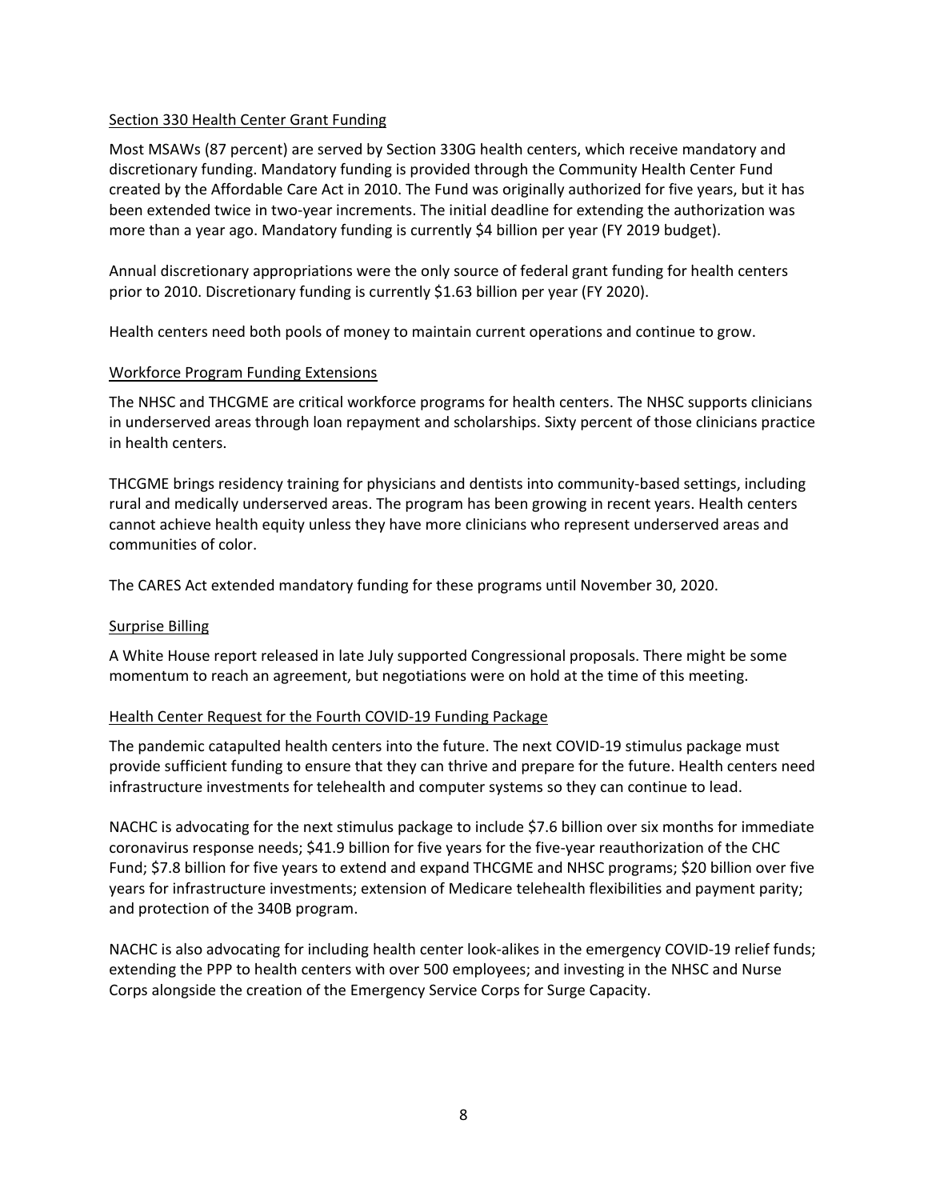## Section 330 Health Center Grant Funding

Most MSAWs (87 percent) are served by Section 330G health centers, which receive mandatory and discretionary funding. Mandatory funding is provided through the Community Health Center Fund created by the Affordable Care Act in 2010. The Fund was originally authorized for five years, but it has been extended twice in two-year increments. The initial deadline for extending the authorization was more than a year ago. Mandatory funding is currently $4 billion per year (FY 2019 budget).

Annual discretionary appropriations were the only source of federal grant funding for health centers prior to 2010. Discretionary funding is currently $1.63 billion per year (FY 2020).

Health centers need both pools of money to maintain current operations and continue to grow.

## Workforce Program Funding Extensions

The NHSC and THCGME are critical workforce programs for health centers. The NHSC supports clinicians in underserved areas through loan repayment and scholarships. Sixty percent of those clinicians practice in health centers.

THCGME brings residency training for physicians and dentists into community-based settings, including rural and medically underserved areas. The program has been growing in recent years. Health centers cannot achieve health equity unless they have more clinicians who represent underserved areas and communities of color.

The CARES Act extended mandatory funding for these programs until November 30, 2020.

## Surprise Billing

A White House report released in late July supported Congressional proposals. There might be some momentum to reach an agreement, but negotiations were on hold at the time of this meeting.

## Health Center Request for the Fourth COVID-19 Funding Package

The pandemic catapulted health centers into the future. The next COVID-19 stimulus package must provide sufficient funding to ensure that they can thrive and prepare for the future. Health centers need infrastructure investments for telehealth and computer systems so they can continue to lead.

NACHC is advocating for the next stimulus package to include $7.6 billion over six months for immediate coronavirus response needs; $41.9 billion for five years for the five-year reauthorization of the CHC Fund; $7.8 billion for five years to extend and expand THCGME and NHSC programs; $20 billion over five years for infrastructure investments; extension of Medicare telehealth flexibilities and payment parity; and protection of the 340B program.

NACHC is also advocating for including health center look-alikes in the emergency COVID-19 relief funds; extending the PPP to health centers with over 500 employees; and investing in the NHSC and Nurse Corps alongside the creation of the Emergency Service Corps for Surge Capacity.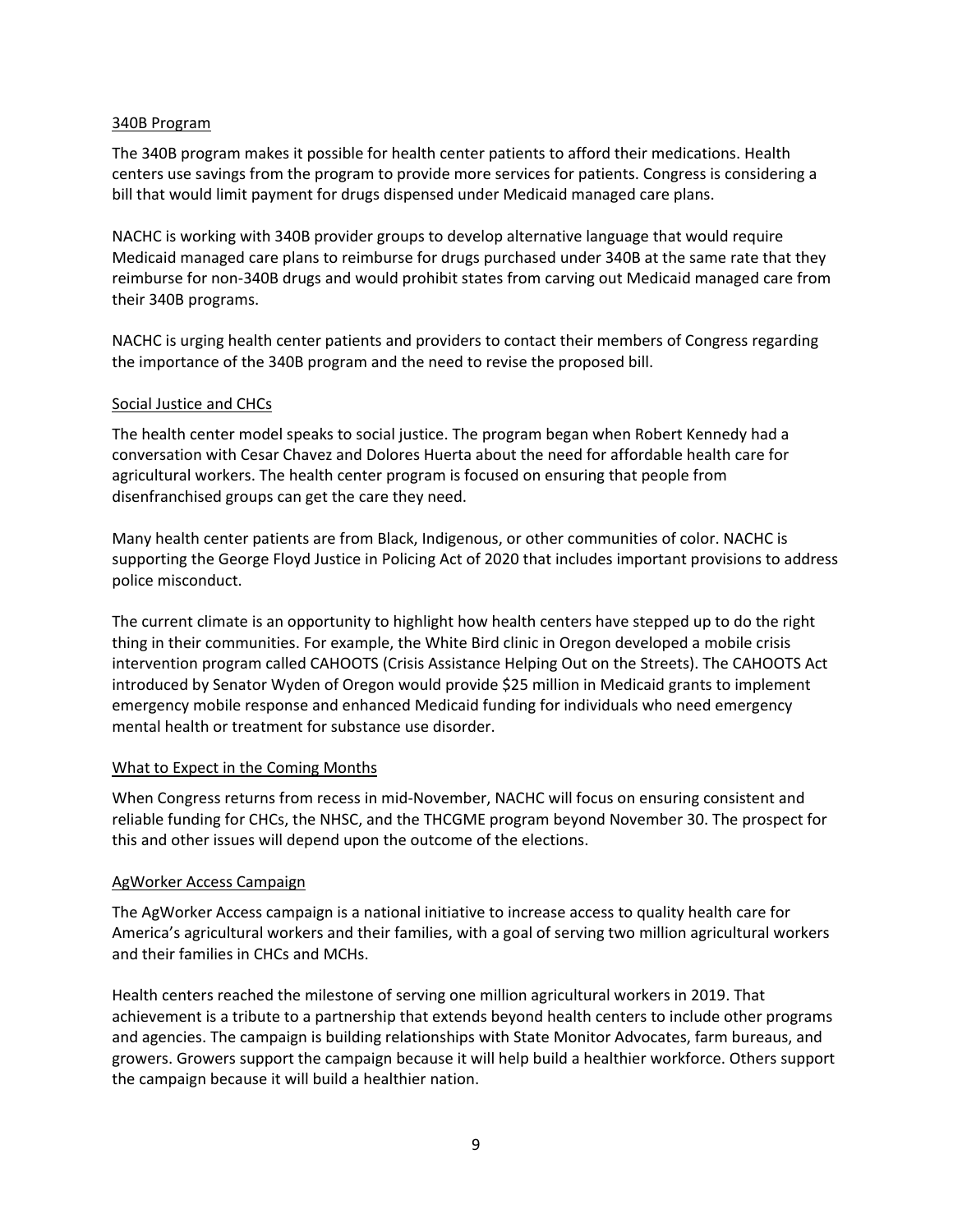## 340B Program

The 340B program makes it possible for health center patients to afford their medications. Health centers use savings from the program to provide more services for patients. Congress is considering a bill that would limit payment for drugs dispensed under Medicaid managed care plans.

NACHC is working with 340B provider groups to develop alternative language that would require Medicaid managed care plans to reimburse for drugs purchased under 340B at the same rate that they reimburse for non-340B drugs and would prohibit states from carving out Medicaid managed care from their 340B programs.

NACHC is urging health center patients and providers to contact their members of Congress regarding the importance of the 340B program and the need to revise the proposed bill.

## Social Justice and CHCs

The health center model speaks to social justice. The program began when Robert Kennedy had a conversation with Cesar Chavez and Dolores Huerta about the need for affordable health care for agricultural workers. The health center program is focused on ensuring that people from disenfranchised groups can get the care they need.

Many health center patients are from Black, Indigenous, or other communities of color. NACHC is supporting the George Floyd Justice in Policing Act of 2020 that includes important provisions to address police misconduct.

The current climate is an opportunity to highlight how health centers have stepped up to do the right thing in their communities. For example, the White Bird clinic in Oregon developed a mobile crisis intervention program called CAHOOTS (Crisis Assistance Helping Out on the Streets). The CAHOOTS Act introduced by Senator Wyden of Oregon would provide $25 million in Medicaid grants to implement emergency mobile response and enhanced Medicaid funding for individuals who need emergency mental health or treatment for substance use disorder.

## What to Expect in the Coming Months

When Congress returns from recess in mid-November, NACHC will focus on ensuring consistent and reliable funding for CHCs, the NHSC, and the THCGME program beyond November 30. The prospect for this and other issues will depend upon the outcome of the elections.

## AgWorker Access Campaign

The AgWorker Access campaign is a national initiative to increase access to quality health care for America's agricultural workers and their families, with a goal of serving two million agricultural workers and their families in CHCs and MCHs.

Health centers reached the milestone of serving one million agricultural workers in 2019. That achievement is a tribute to a partnership that extends beyond health centers to include other programs and agencies. The campaign is building relationships with State Monitor Advocates, farm bureaus, and growers. Growers support the campaign because it will help build a healthier workforce. Others support the campaign because it will build a healthier nation.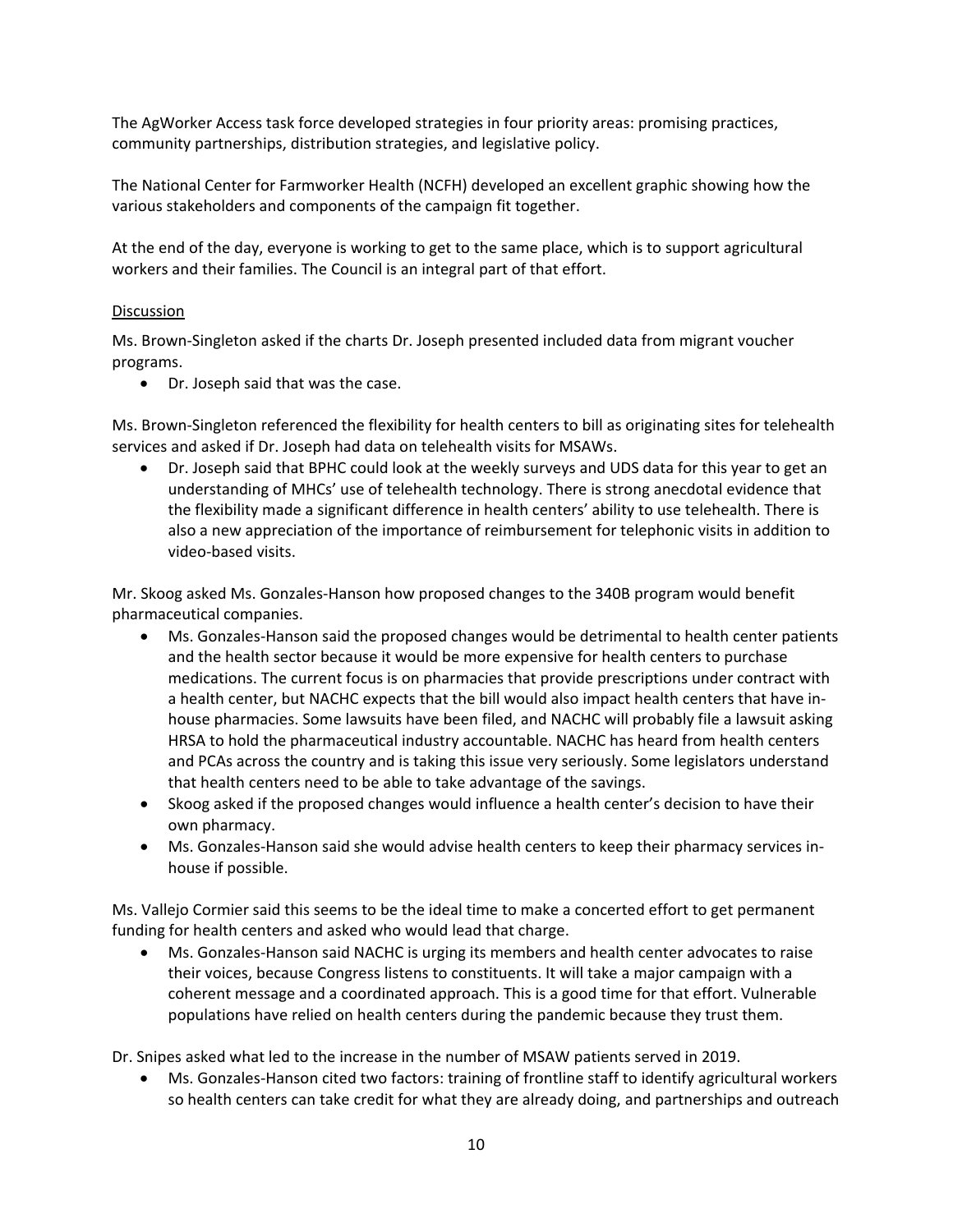The AgWorker Access task force developed strategies in four priority areas: promising practices, community partnerships, distribution strategies, and legislative policy.

The National Center for Farmworker Health (NCFH) developed an excellent graphic showing how the various stakeholders and components of the campaign fit together.

At the end of the day, everyone is working to get to the same place, which is to support agricultural workers and their families. The Council is an integral part of that effort.

Discussion

Ms. Brown-Singleton asked if the charts Dr. Joseph presented included data from migrant voucher programs.

- Dr. Joseph said that was the case.

Ms. Brown-Singleton referenced the flexibility for health centers to bill as originating sites for telehealth services and asked if Dr. Joseph had data on telehealth visits for MSAWs.

- Dr. Joseph said that BPHC could look at the weekly surveys and UDS data for this year to get an understanding of MHCs' use of telehealth technology. There is strong anecdotal evidence that the flexibility made a significant difference in health centers' ability to use telehealth. There is also a new appreciation of the importance of reimbursement for telephonic visits in addition to video-based visits.

Mr. Skoog asked Ms. Gonzales-Hanson how proposed changes to the 340B program would benefit pharmaceutical companies.

- Ms. Gonzales-Hanson said the proposed changes would be detrimental to health center patients and the health sector because it would be more expensive for health centers to purchase medications. The current focus is on pharmacies that provide prescriptions under contract with a health center, but NACHC expects that the bill would also impact health centers that have in-house pharmacies. Some lawsuits have been filed, and NACHC will probably file a lawsuit asking HRSA to hold the pharmaceutical industry accountable. NACHC has heard from health centers and PCAs across the country and is taking this issue very seriously. Some legislators understand that health centers need to be able to take advantage of the savings.
- Skoog asked if the proposed changes would influence a health center's decision to have their own pharmacy.
- Ms. Gonzales-Hanson said she would advise health centers to keep their pharmacy services in-house if possible.

Ms. Vallejo Cormier said this seems to be the ideal time to make a concerted effort to get permanent funding for health centers and asked who would lead that charge.

- Ms. Gonzales-Hanson said NACHC is urging its members and health center advocates to raise their voices, because Congress listens to constituents. It will take a major campaign with a coherent message and a coordinated approach. This is a good time for that effort. Vulnerable populations have relied on health centers during the pandemic because they trust them.

Dr. Snipes asked what led to the increase in the number of MSAW patients served in 2019.

- Ms. Gonzales-Hanson cited two factors: training of frontline staff to identify agricultural workers so health centers can take credit for what they are already doing, and partnerships and outreach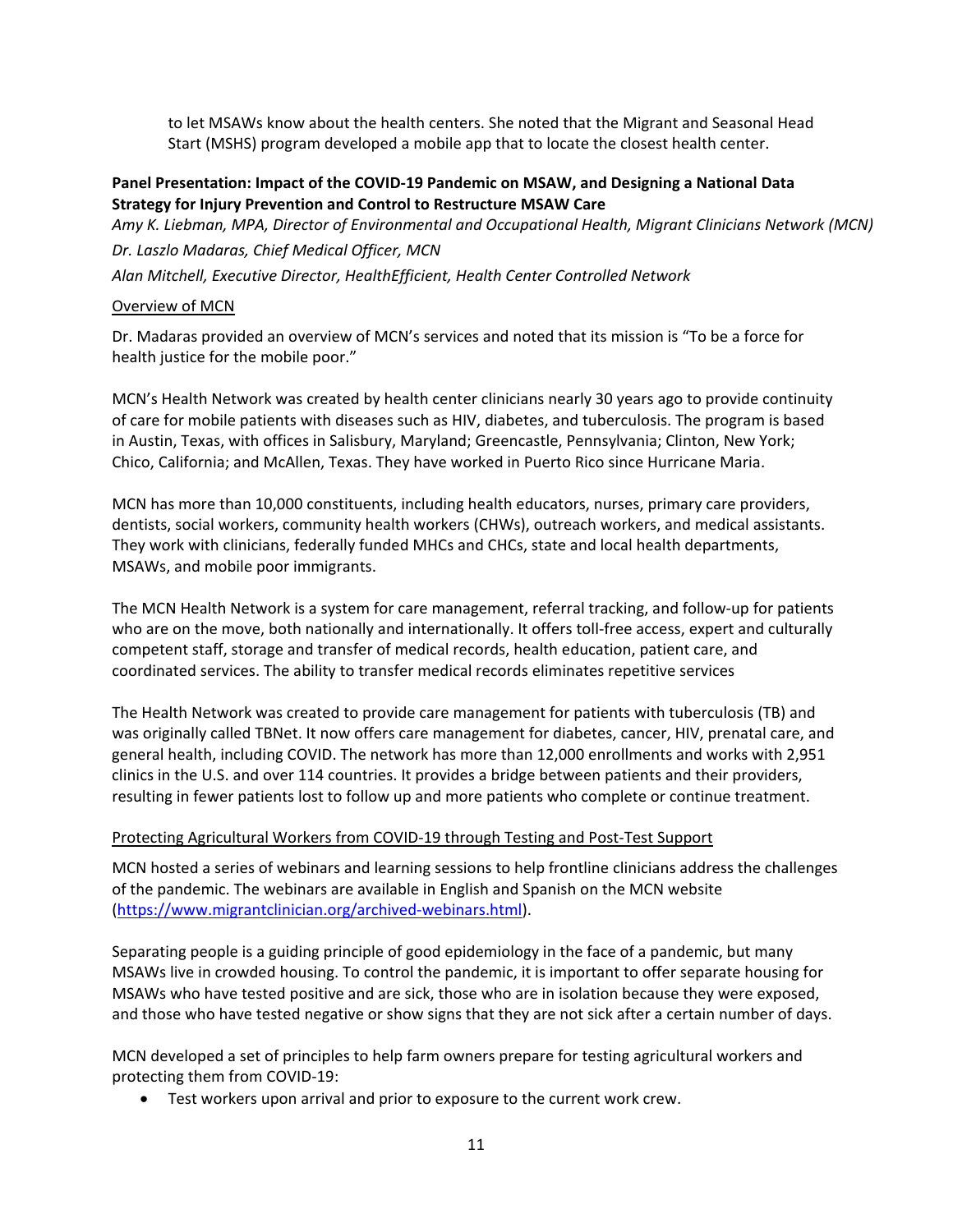to let MSAWs know about the health centers. She noted that the Migrant and Seasonal Head Start (MSHS) program developed a mobile app that to locate the closest health center.

**Panel Presentation: Impact of the COVID-19 Pandemic on MSAW, and Designing a National Data Strategy for Injury Prevention and Control to Restructure MSAW Care**

*Amy K. Liebman, MPA, Director of Environmental and Occupational Health, Migrant Clinicians Network (MCN)*

*Dr. Laszlo Madaras, Chief Medical Officer, MCN*

*Alan Mitchell, Executive Director, HealthEfficient, Health Center Controlled Network*

<u>Overview of MCN</u>

Dr. Madaras provided an overview of MCN's services and noted that its mission is "To be a force for health justice for the mobile poor."

MCN's Health Network was created by health center clinicians nearly 30 years ago to provide continuity of care for mobile patients with diseases such as HIV, diabetes, and tuberculosis. The program is based in Austin, Texas, with offices in Salisbury, Maryland; Greencastle, Pennsylvania; Clinton, New York; Chico, California; and McAllen, Texas. They have worked in Puerto Rico since Hurricane Maria.

MCN has more than 10,000 constituents, including health educators, nurses, primary care providers, dentists, social workers, community health workers (CHWs), outreach workers, and medical assistants. They work with clinicians, federally funded MHCs and CHCs, state and local health departments, MSAWs, and mobile poor immigrants.

The MCN Health Network is a system for care management, referral tracking, and follow-up for patients who are on the move, both nationally and internationally. It offers toll-free access, expert and culturally competent staff, storage and transfer of medical records, health education, patient care, and coordinated services. The ability to transfer medical records eliminates repetitive services

The Health Network was created to provide care management for patients with tuberculosis (TB) and was originally called TBNet. It now offers care management for diabetes, cancer, HIV, prenatal care, and general health, including COVID. The network has more than 12,000 enrollments and works with 2,951 clinics in the U.S. and over 114 countries. It provides a bridge between patients and their providers, resulting in fewer patients lost to follow up and more patients who complete or continue treatment.

<u>Protecting Agricultural Workers from COVID-19 through Testing and Post-Test Support</u>

MCN hosted a series of webinars and learning sessions to help frontline clinicians address the challenges of the pandemic. The webinars are available in English and Spanish on the MCN website (https://www.migrantclinician.org/archived-webinars.html).

Separating people is a guiding principle of good epidemiology in the face of a pandemic, but many MSAWs live in crowded housing. To control the pandemic, it is important to offer separate housing for MSAWs who have tested positive and are sick, those who are in isolation because they were exposed, and those who have tested negative or show signs that they are not sick after a certain number of days.

MCN developed a set of principles to help farm owners prepare for testing agricultural workers and protecting them from COVID-19:

- Test workers upon arrival and prior to exposure to the current work crew.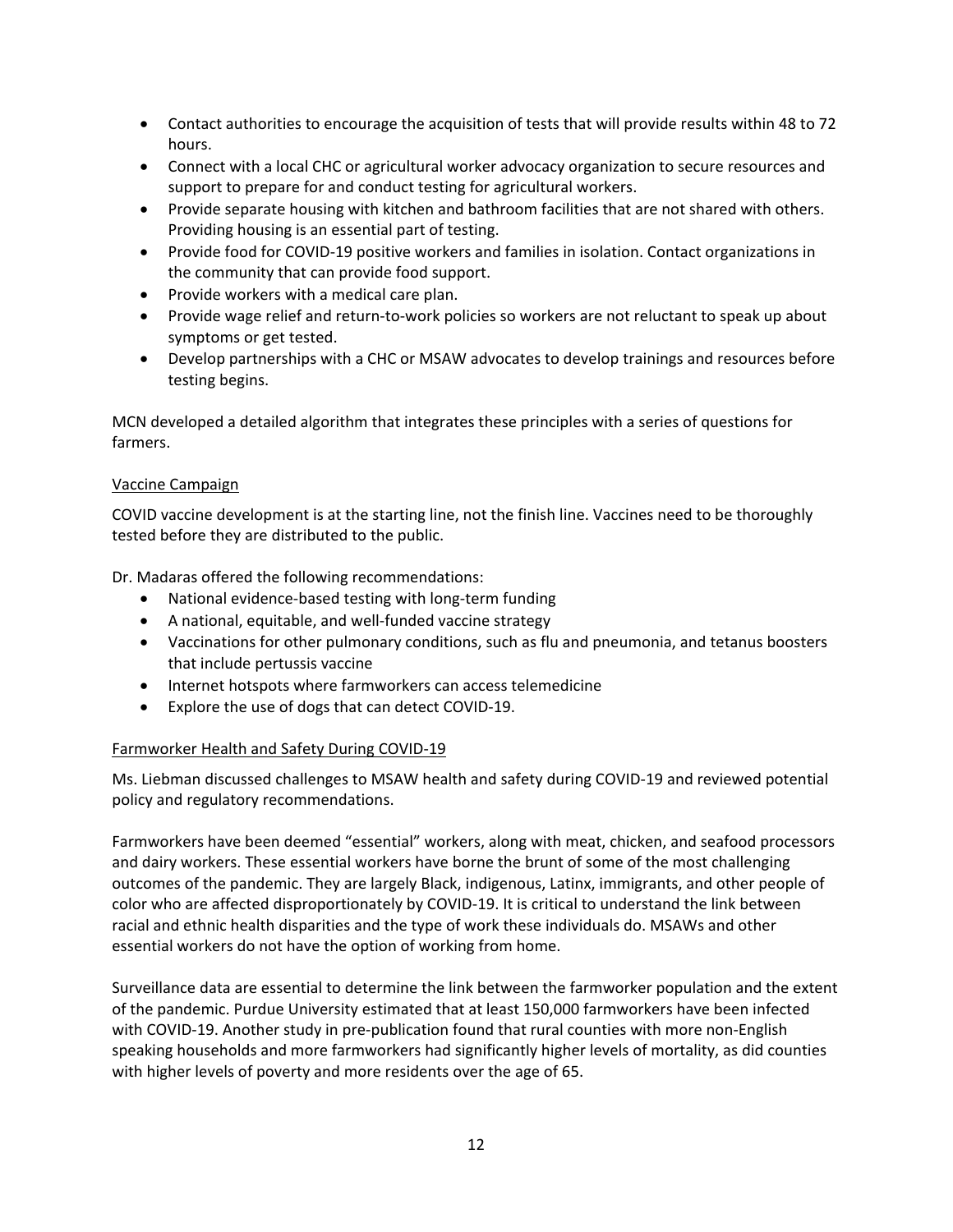- Contact authorities to encourage the acquisition of tests that will provide results within 48 to 72 hours.
- Connect with a local CHC or agricultural worker advocacy organization to secure resources and support to prepare for and conduct testing for agricultural workers.
- Provide separate housing with kitchen and bathroom facilities that are not shared with others. Providing housing is an essential part of testing.
- Provide food for COVID-19 positive workers and families in isolation. Contact organizations in the community that can provide food support.
- Provide workers with a medical care plan.
- Provide wage relief and return-to-work policies so workers are not reluctant to speak up about symptoms or get tested.
- Develop partnerships with a CHC or MSAW advocates to develop trainings and resources before testing begins.

MCN developed a detailed algorithm that integrates these principles with a series of questions for farmers.

<u>Vaccine Campaign</u>

COVID vaccine development is at the starting line, not the finish line. Vaccines need to be thoroughly tested before they are distributed to the public.

Dr. Madaras offered the following recommendations:

- National evidence-based testing with long-term funding
- A national, equitable, and well-funded vaccine strategy
- Vaccinations for other pulmonary conditions, such as flu and pneumonia, and tetanus boosters that include pertussis vaccine
- Internet hotspots where farmworkers can access telemedicine
- Explore the use of dogs that can detect COVID-19.

<u>Farmworker Health and Safety During COVID-19</u>

Ms. Liebman discussed challenges to MSAW health and safety during COVID-19 and reviewed potential policy and regulatory recommendations.

Farmworkers have been deemed "essential" workers, along with meat, chicken, and seafood processors and dairy workers. These essential workers have borne the brunt of some of the most challenging outcomes of the pandemic. They are largely Black, indigenous, Latinx, immigrants, and other people of color who are affected disproportionately by COVID-19. It is critical to understand the link between racial and ethnic health disparities and the type of work these individuals do. MSAWs and other essential workers do not have the option of working from home.

Surveillance data are essential to determine the link between the farmworker population and the extent of the pandemic. Purdue University estimated that at least 150,000 farmworkers have been infected with COVID-19. Another study in pre-publication found that rural counties with more non-English speaking households and more farmworkers had significantly higher levels of mortality, as did counties with higher levels of poverty and more residents over the age of 65.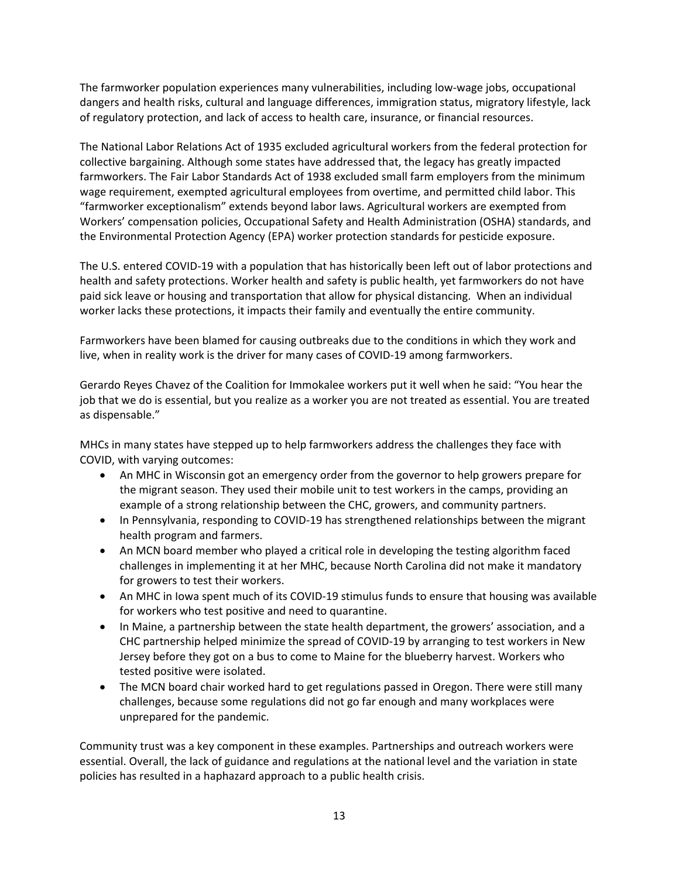The farmworker population experiences many vulnerabilities, including low-wage jobs, occupational dangers and health risks, cultural and language differences, immigration status, migratory lifestyle, lack of regulatory protection, and lack of access to health care, insurance, or financial resources.

The National Labor Relations Act of 1935 excluded agricultural workers from the federal protection for collective bargaining. Although some states have addressed that, the legacy has greatly impacted farmworkers. The Fair Labor Standards Act of 1938 excluded small farm employers from the minimum wage requirement, exempted agricultural employees from overtime, and permitted child labor. This "farmworker exceptionalism" extends beyond labor laws. Agricultural workers are exempted from Workers' compensation policies, Occupational Safety and Health Administration (OSHA) standards, and the Environmental Protection Agency (EPA) worker protection standards for pesticide exposure.

The U.S. entered COVID-19 with a population that has historically been left out of labor protections and health and safety protections. Worker health and safety is public health, yet farmworkers do not have paid sick leave or housing and transportation that allow for physical distancing. When an individual worker lacks these protections, it impacts their family and eventually the entire community.

Farmworkers have been blamed for causing outbreaks due to the conditions in which they work and live, when in reality work is the driver for many cases of COVID-19 among farmworkers.

Gerardo Reyes Chavez of the Coalition for Immokalee workers put it well when he said: "You hear the job that we do is essential, but you realize as a worker you are not treated as essential. You are treated as dispensable."

MHCs in many states have stepped up to help farmworkers address the challenges they face with COVID, with varying outcomes:

- An MHC in Wisconsin got an emergency order from the governor to help growers prepare for the migrant season. They used their mobile unit to test workers in the camps, providing an example of a strong relationship between the CHC, growers, and community partners.
- In Pennsylvania, responding to COVID-19 has strengthened relationships between the migrant health program and farmers.
- An MCN board member who played a critical role in developing the testing algorithm faced challenges in implementing it at her MHC, because North Carolina did not make it mandatory for growers to test their workers.
- An MHC in Iowa spent much of its COVID-19 stimulus funds to ensure that housing was available for workers who test positive and need to quarantine.
- In Maine, a partnership between the state health department, the growers' association, and a CHC partnership helped minimize the spread of COVID-19 by arranging to test workers in New Jersey before they got on a bus to come to Maine for the blueberry harvest. Workers who tested positive were isolated.
- The MCN board chair worked hard to get regulations passed in Oregon. There were still many challenges, because some regulations did not go far enough and many workplaces were unprepared for the pandemic.

Community trust was a key component in these examples. Partnerships and outreach workers were essential. Overall, the lack of guidance and regulations at the national level and the variation in state policies has resulted in a haphazard approach to a public health crisis.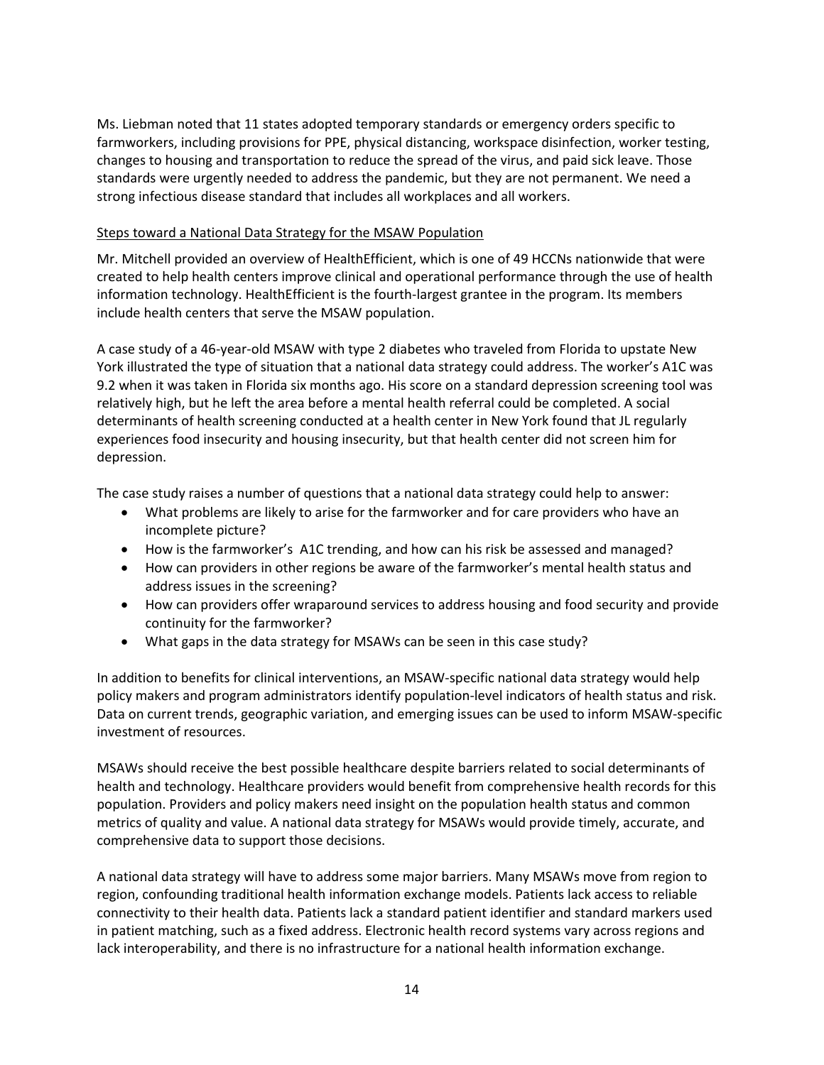Ms. Liebman noted that 11 states adopted temporary standards or emergency orders specific to farmworkers, including provisions for PPE, physical distancing, workspace disinfection, worker testing, changes to housing and transportation to reduce the spread of the virus, and paid sick leave. Those standards were urgently needed to address the pandemic, but they are not permanent. We need a strong infectious disease standard that includes all workplaces and all workers.

## Steps toward a National Data Strategy for the MSAW Population

Mr. Mitchell provided an overview of HealthEfficient, which is one of 49 HCCNs nationwide that were created to help health centers improve clinical and operational performance through the use of health information technology. HealthEfficient is the fourth-largest grantee in the program. Its members include health centers that serve the MSAW population.

A case study of a 46-year-old MSAW with type 2 diabetes who traveled from Florida to upstate New York illustrated the type of situation that a national data strategy could address. The worker's A1C was 9.2 when it was taken in Florida six months ago. His score on a standard depression screening tool was relatively high, but he left the area before a mental health referral could be completed. A social determinants of health screening conducted at a health center in New York found that JL regularly experiences food insecurity and housing insecurity, but that health center did not screen him for depression.

The case study raises a number of questions that a national data strategy could help to answer:

- What problems are likely to arise for the farmworker and for care providers who have an incomplete picture?
- How is the farmworker's A1C trending, and how can his risk be assessed and managed?
- How can providers in other regions be aware of the farmworker's mental health status and address issues in the screening?
- How can providers offer wraparound services to address housing and food security and provide continuity for the farmworker?
- What gaps in the data strategy for MSAWs can be seen in this case study?

In addition to benefits for clinical interventions, an MSAW-specific national data strategy would help policy makers and program administrators identify population-level indicators of health status and risk. Data on current trends, geographic variation, and emerging issues can be used to inform MSAW-specific investment of resources.

MSAWs should receive the best possible healthcare despite barriers related to social determinants of health and technology. Healthcare providers would benefit from comprehensive health records for this population. Providers and policy makers need insight on the population health status and common metrics of quality and value. A national data strategy for MSAWs would provide timely, accurate, and comprehensive data to support those decisions.

A national data strategy will have to address some major barriers. Many MSAWs move from region to region, confounding traditional health information exchange models. Patients lack access to reliable connectivity to their health data. Patients lack a standard patient identifier and standard markers used in patient matching, such as a fixed address. Electronic health record systems vary across regions and lack interoperability, and there is no infrastructure for a national health information exchange.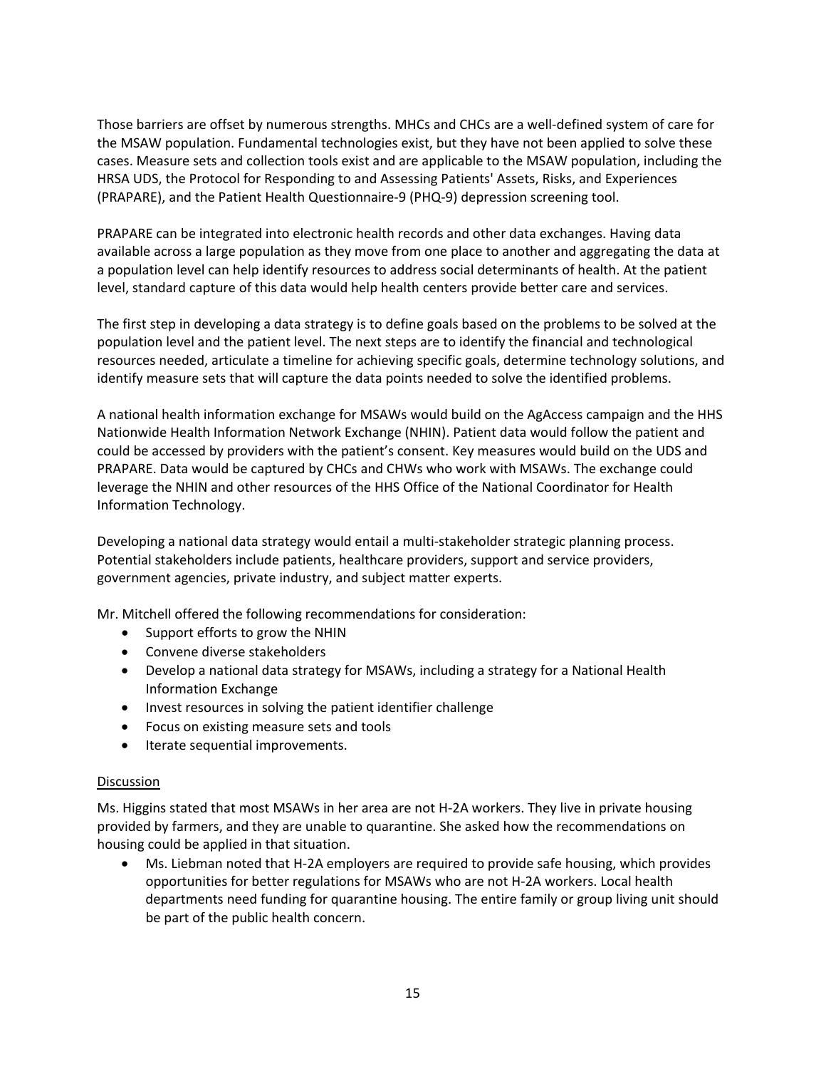Those barriers are offset by numerous strengths. MHCs and CHCs are a well-defined system of care for the MSAW population. Fundamental technologies exist, but they have not been applied to solve these cases. Measure sets and collection tools exist and are applicable to the MSAW population, including the HRSA UDS, the Protocol for Responding to and Assessing Patients' Assets, Risks, and Experiences (PRAPARE), and the Patient Health Questionnaire-9 (PHQ-9) depression screening tool.

PRAPARE can be integrated into electronic health records and other data exchanges. Having data available across a large population as they move from one place to another and aggregating the data at a population level can help identify resources to address social determinants of health. At the patient level, standard capture of this data would help health centers provide better care and services.

The first step in developing a data strategy is to define goals based on the problems to be solved at the population level and the patient level. The next steps are to identify the financial and technological resources needed, articulate a timeline for achieving specific goals, determine technology solutions, and identify measure sets that will capture the data points needed to solve the identified problems.

A national health information exchange for MSAWs would build on the AgAccess campaign and the HHS Nationwide Health Information Network Exchange (NHIN). Patient data would follow the patient and could be accessed by providers with the patient's consent. Key measures would build on the UDS and PRAPARE. Data would be captured by CHCs and CHWs who work with MSAWs. The exchange could leverage the NHIN and other resources of the HHS Office of the National Coordinator for Health Information Technology.

Developing a national data strategy would entail a multi-stakeholder strategic planning process. Potential stakeholders include patients, healthcare providers, support and service providers, government agencies, private industry, and subject matter experts.

Mr. Mitchell offered the following recommendations for consideration:

- Support efforts to grow the NHIN
- Convene diverse stakeholders
- Develop a national data strategy for MSAWs, including a strategy for a National Health Information Exchange
- Invest resources in solving the patient identifier challenge
- Focus on existing measure sets and tools
- Iterate sequential improvements.

Discussion

Ms. Higgins stated that most MSAWs in her area are not H-2A workers. They live in private housing provided by farmers, and they are unable to quarantine. She asked how the recommendations on housing could be applied in that situation.

- Ms. Liebman noted that H-2A employers are required to provide safe housing, which provides opportunities for better regulations for MSAWs who are not H-2A workers. Local health departments need funding for quarantine housing. The entire family or group living unit should be part of the public health concern.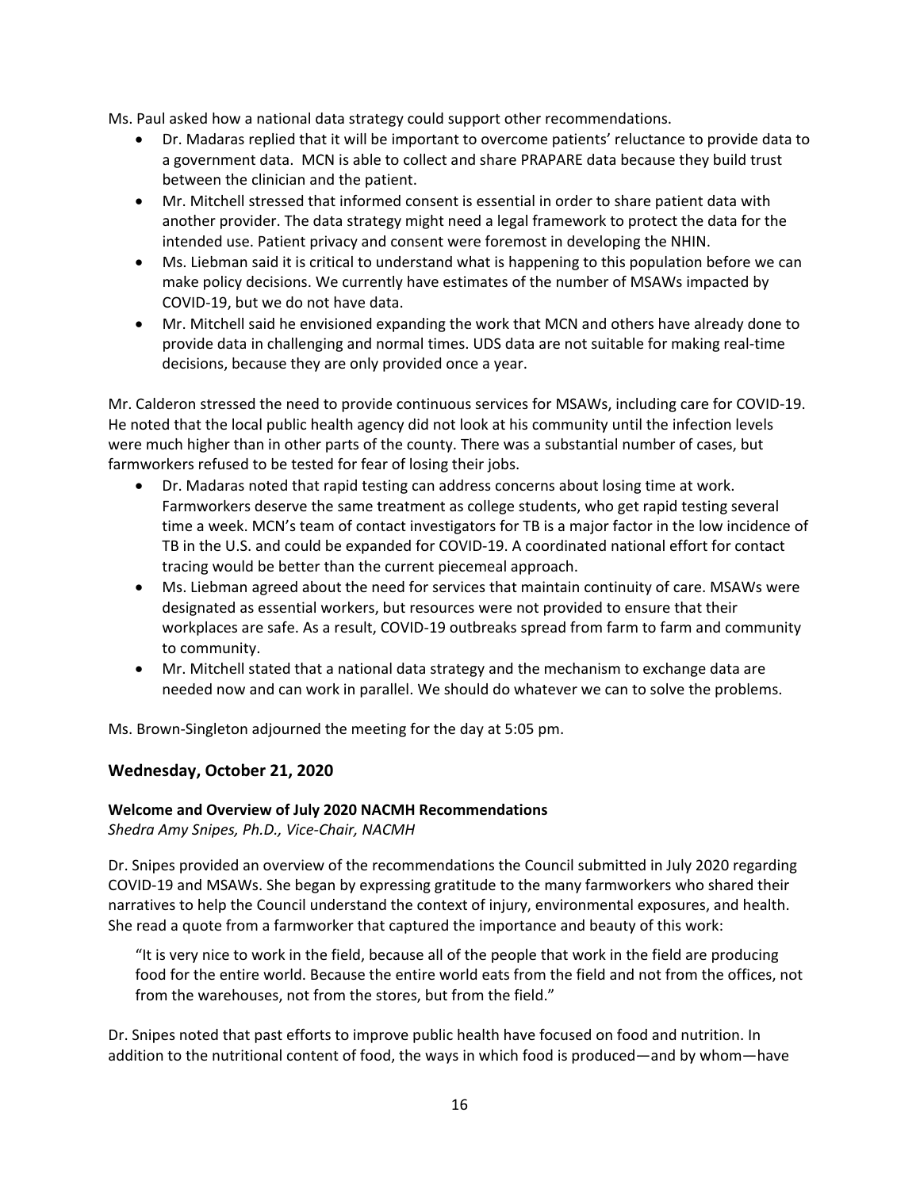Ms. Paul asked how a national data strategy could support other recommendations.

- Dr. Madaras replied that it will be important to overcome patients' reluctance to provide data to a government data. MCN is able to collect and share PRAPARE data because they build trust between the clinician and the patient.
- Mr. Mitchell stressed that informed consent is essential in order to share patient data with another provider. The data strategy might need a legal framework to protect the data for the intended use. Patient privacy and consent were foremost in developing the NHIN.
- Ms. Liebman said it is critical to understand what is happening to this population before we can make policy decisions. We currently have estimates of the number of MSAWs impacted by COVID-19, but we do not have data.
- Mr. Mitchell said he envisioned expanding the work that MCN and others have already done to provide data in challenging and normal times. UDS data are not suitable for making real-time decisions, because they are only provided once a year.

Mr. Calderon stressed the need to provide continuous services for MSAWs, including care for COVID-19. He noted that the local public health agency did not look at his community until the infection levels were much higher than in other parts of the county. There was a substantial number of cases, but farmworkers refused to be tested for fear of losing their jobs.

- Dr. Madaras noted that rapid testing can address concerns about losing time at work. Farmworkers deserve the same treatment as college students, who get rapid testing several time a week. MCN's team of contact investigators for TB is a major factor in the low incidence of TB in the U.S. and could be expanded for COVID-19. A coordinated national effort for contact tracing would be better than the current piecemeal approach.
- Ms. Liebman agreed about the need for services that maintain continuity of care. MSAWs were designated as essential workers, but resources were not provided to ensure that their workplaces are safe. As a result, COVID-19 outbreaks spread from farm to farm and community to community.
- Mr. Mitchell stated that a national data strategy and the mechanism to exchange data are needed now and can work in parallel. We should do whatever we can to solve the problems.

Ms. Brown-Singleton adjourned the meeting for the day at 5:05 pm.

## Wednesday, October 21, 2020

### Welcome and Overview of July 2020 NACMH Recommendations

*Shedra Amy Snipes, Ph.D., Vice-Chair, NACMH*

Dr. Snipes provided an overview of the recommendations the Council submitted in July 2020 regarding COVID-19 and MSAWs. She began by expressing gratitude to the many farmworkers who shared their narratives to help the Council understand the context of injury, environmental exposures, and health. She read a quote from a farmworker that captured the importance and beauty of this work:

> "It is very nice to work in the field, because all of the people that work in the field are producing food for the entire world. Because the entire world eats from the field and not from the offices, not from the warehouses, not from the stores, but from the field."

Dr. Snipes noted that past efforts to improve public health have focused on food and nutrition. In addition to the nutritional content of food, the ways in which food is produced—and by whom—have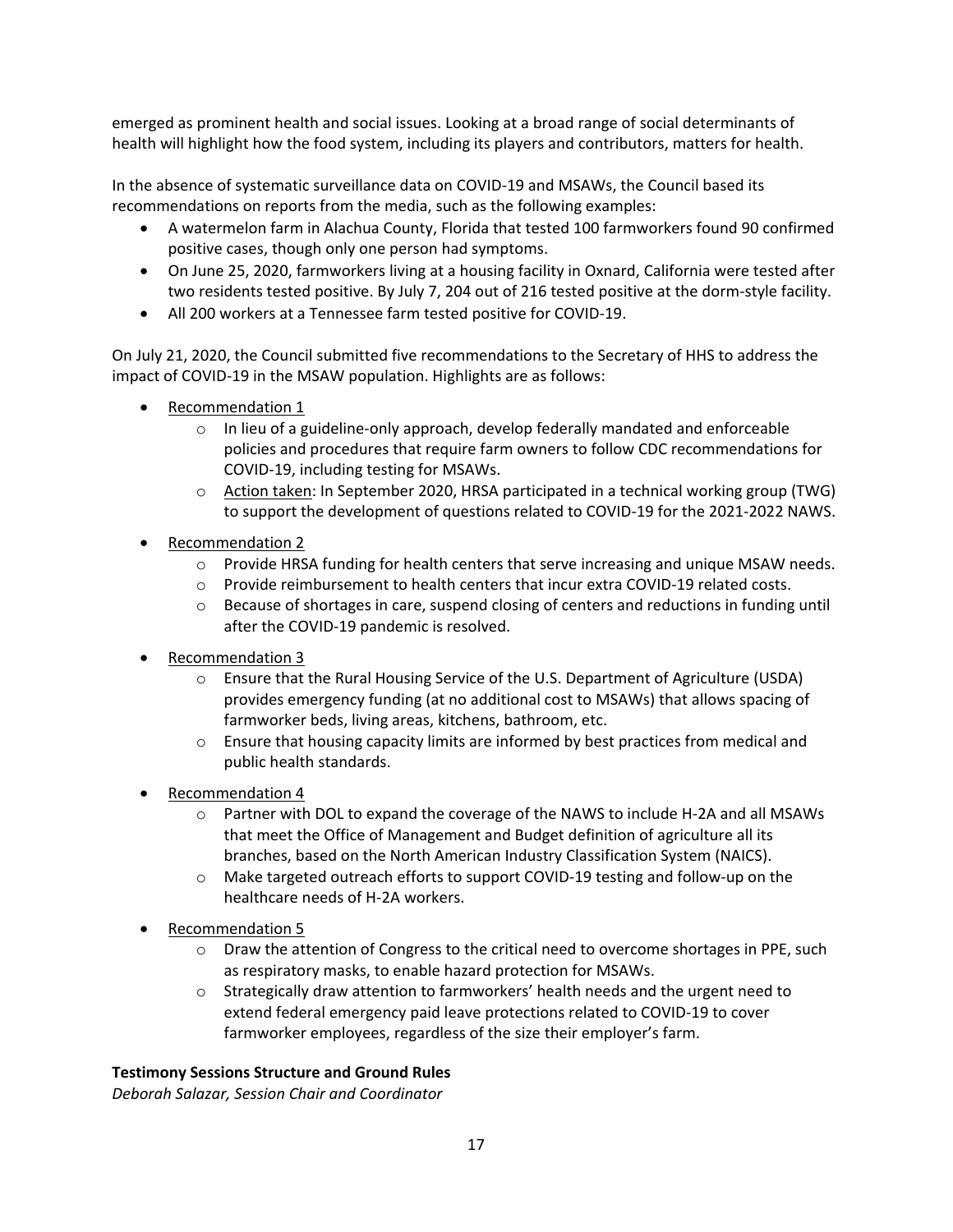emerged as prominent health and social issues. Looking at a broad range of social determinants of health will highlight how the food system, including its players and contributors, matters for health.

In the absence of systematic surveillance data on COVID-19 and MSAWs, the Council based its recommendations on reports from the media, such as the following examples:

- A watermelon farm in Alachua County, Florida that tested 100 farmworkers found 90 confirmed positive cases, though only one person had symptoms.
- On June 25, 2020, farmworkers living at a housing facility in Oxnard, California were tested after two residents tested positive. By July 7, 204 out of 216 tested positive at the dorm-style facility.
- All 200 workers at a Tennessee farm tested positive for COVID-19.

On July 21, 2020, the Council submitted five recommendations to the Secretary of HHS to address the impact of COVID-19 in the MSAW population. Highlights are as follows:

- Recommendation 1
    - In lieu of a guideline-only approach, develop federally mandated and enforceable policies and procedures that require farm owners to follow CDC recommendations for COVID-19, including testing for MSAWs.
    - Action taken: In September 2020, HRSA participated in a technical working group (TWG) to support the development of questions related to COVID-19 for the 2021-2022 NAWS.
- Recommendation 2
    - Provide HRSA funding for health centers that serve increasing and unique MSAW needs.
    - Provide reimbursement to health centers that incur extra COVID-19 related costs.
    - Because of shortages in care, suspend closing of centers and reductions in funding until after the COVID-19 pandemic is resolved.
- Recommendation 3
    - Ensure that the Rural Housing Service of the U.S. Department of Agriculture (USDA) provides emergency funding (at no additional cost to MSAWs) that allows spacing of farmworker beds, living areas, kitchens, bathroom, etc.
    - Ensure that housing capacity limits are informed by best practices from medical and public health standards.
- Recommendation 4
    - Partner with DOL to expand the coverage of the NAWS to include H-2A and all MSAWs that meet the Office of Management and Budget definition of agriculture all its branches, based on the North American Industry Classification System (NAICS).
    - Make targeted outreach efforts to support COVID-19 testing and follow-up on the healthcare needs of H-2A workers.
- Recommendation 5
    - Draw the attention of Congress to the critical need to overcome shortages in PPE, such as respiratory masks, to enable hazard protection for MSAWs.
    - Strategically draw attention to farmworkers' health needs and the urgent need to extend federal emergency paid leave protections related to COVID-19 to cover farmworker employees, regardless of the size their employer's farm.

**Testimony Sessions Structure and Ground Rules**
*Deborah Salazar, Session Chair and Coordinator*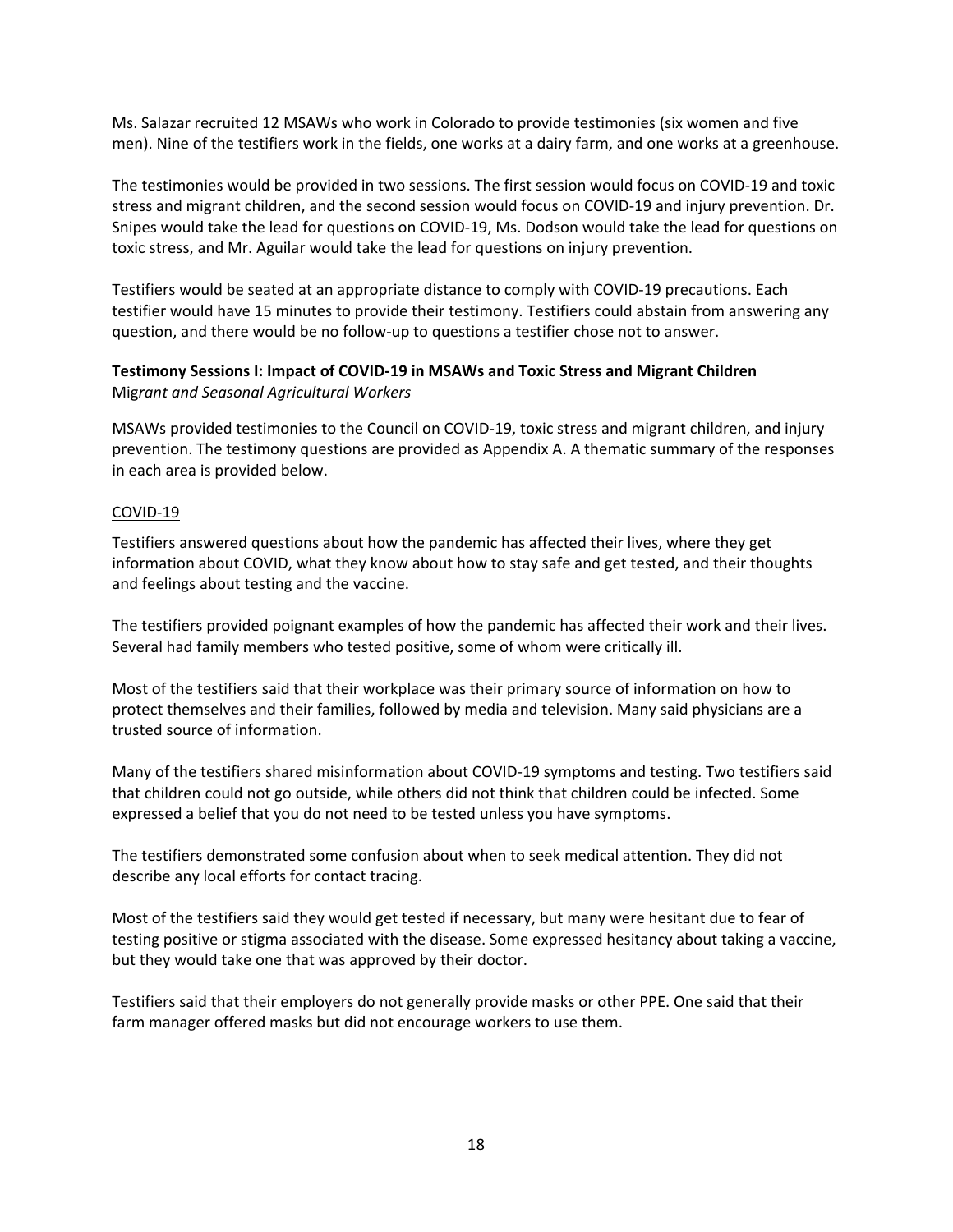Ms. Salazar recruited 12 MSAWs who work in Colorado to provide testimonies (six women and five men). Nine of the testifiers work in the fields, one works at a dairy farm, and one works at a greenhouse.

The testimonies would be provided in two sessions. The first session would focus on COVID-19 and toxic stress and migrant children, and the second session would focus on COVID-19 and injury prevention. Dr. Snipes would take the lead for questions on COVID-19, Ms. Dodson would take the lead for questions on toxic stress, and Mr. Aguilar would take the lead for questions on injury prevention.

Testifiers would be seated at an appropriate distance to comply with COVID-19 precautions. Each testifier would have 15 minutes to provide their testimony. Testifiers could abstain from answering any question, and there would be no follow-up to questions a testifier chose not to answer.

**Testimony Sessions I: Impact of COVID-19 in MSAWs and Toxic Stress and Migrant Children**
Mig*rant and Seasonal Agricultural Workers*

MSAWs provided testimonies to the Council on COVID-19, toxic stress and migrant children, and injury prevention. The testimony questions are provided as Appendix A. A thematic summary of the responses in each area is provided below.

<u>COVID-19</u>

Testifiers answered questions about how the pandemic has affected their lives, where they get information about COVID, what they know about how to stay safe and get tested, and their thoughts and feelings about testing and the vaccine.

The testifiers provided poignant examples of how the pandemic has affected their work and their lives. Several had family members who tested positive, some of whom were critically ill.

Most of the testifiers said that their workplace was their primary source of information on how to protect themselves and their families, followed by media and television. Many said physicians are a trusted source of information.

Many of the testifiers shared misinformation about COVID-19 symptoms and testing. Two testifiers said that children could not go outside, while others did not think that children could be infected. Some expressed a belief that you do not need to be tested unless you have symptoms.

The testifiers demonstrated some confusion about when to seek medical attention. They did not describe any local efforts for contact tracing.

Most of the testifiers said they would get tested if necessary, but many were hesitant due to fear of testing positive or stigma associated with the disease. Some expressed hesitancy about taking a vaccine, but they would take one that was approved by their doctor.

Testifiers said that their employers do not generally provide masks or other PPE. One said that their farm manager offered masks but did not encourage workers to use them.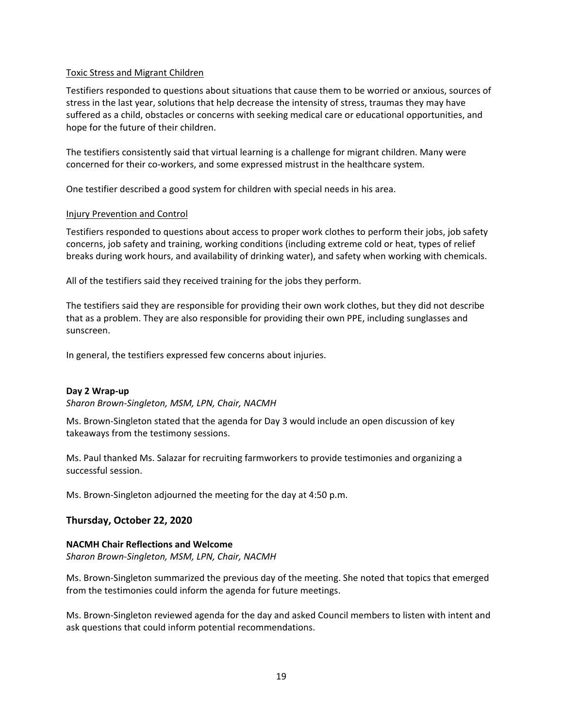<u>Toxic Stress and Migrant Children</u>

Testifiers responded to questions about situations that cause them to be worried or anxious, sources of stress in the last year, solutions that help decrease the intensity of stress, traumas they may have suffered as a child, obstacles or concerns with seeking medical care or educational opportunities, and hope for the future of their children.

The testifiers consistently said that virtual learning is a challenge for migrant children. Many were concerned for their co-workers, and some expressed mistrust in the healthcare system.

One testifier described a good system for children with special needs in his area.

<u>Injury Prevention and Control</u>

Testifiers responded to questions about access to proper work clothes to perform their jobs, job safety concerns, job safety and training, working conditions (including extreme cold or heat, types of relief breaks during work hours, and availability of drinking water), and safety when working with chemicals.

All of the testifiers said they received training for the jobs they perform.

The testifiers said they are responsible for providing their own work clothes, but they did not describe that as a problem. They are also responsible for providing their own PPE, including sunglasses and sunscreen.

In general, the testifiers expressed few concerns about injuries.

**Day 2 Wrap-up**

*Sharon Brown-Singleton, MSM, LPN, Chair, NACMH*

Ms. Brown-Singleton stated that the agenda for Day 3 would include an open discussion of key takeaways from the testimony sessions.

Ms. Paul thanked Ms. Salazar for recruiting farmworkers to provide testimonies and organizing a successful session.

Ms. Brown-Singleton adjourned the meeting for the day at 4:50 p.m.

## Thursday, October 22, 2020

**NACMH Chair Reflections and Welcome**

*Sharon Brown-Singleton, MSM, LPN, Chair, NACMH*

Ms. Brown-Singleton summarized the previous day of the meeting. She noted that topics that emerged from the testimonies could inform the agenda for future meetings.

Ms. Brown-Singleton reviewed agenda for the day and asked Council members to listen with intent and ask questions that could inform potential recommendations.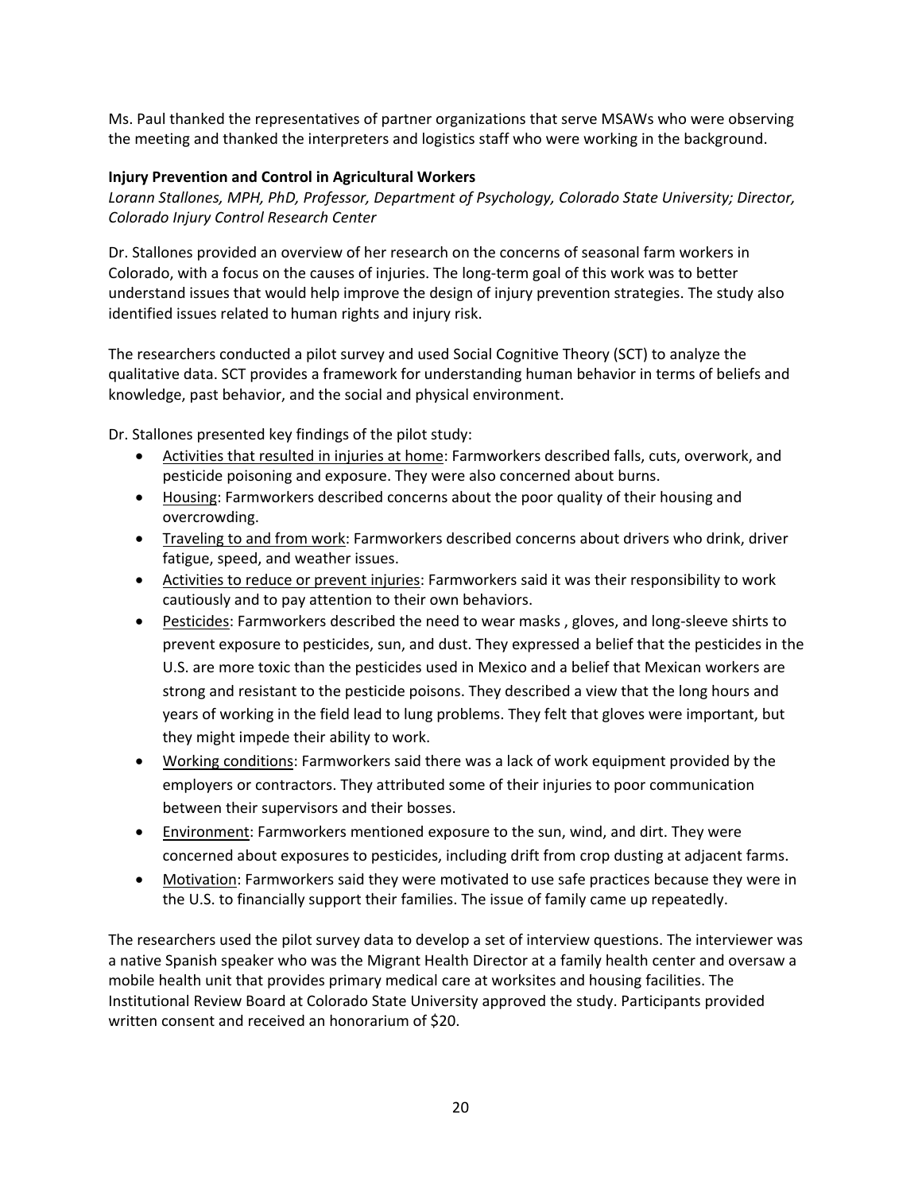Ms. Paul thanked the representatives of partner organizations that serve MSAWs who were observing the meeting and thanked the interpreters and logistics staff who were working in the background.

**Injury Prevention and Control in Agricultural Workers**

*Lorann Stallones, MPH, PhD, Professor, Department of Psychology, Colorado State University; Director, Colorado Injury Control Research Center*

Dr. Stallones provided an overview of her research on the concerns of seasonal farm workers in Colorado, with a focus on the causes of injuries. The long-term goal of this work was to better understand issues that would help improve the design of injury prevention strategies. The study also identified issues related to human rights and injury risk.

The researchers conducted a pilot survey and used Social Cognitive Theory (SCT) to analyze the qualitative data. SCT provides a framework for understanding human behavior in terms of beliefs and knowledge, past behavior, and the social and physical environment.

Dr. Stallones presented key findings of the pilot study:

- Activities that resulted in injuries at home: Farmworkers described falls, cuts, overwork, and pesticide poisoning and exposure. They were also concerned about burns.
- Housing: Farmworkers described concerns about the poor quality of their housing and overcrowding.
- Traveling to and from work: Farmworkers described concerns about drivers who drink, driver fatigue, speed, and weather issues.
- Activities to reduce or prevent injuries: Farmworkers said it was their responsibility to work cautiously and to pay attention to their own behaviors.
- Pesticides: Farmworkers described the need to wear masks , gloves, and long-sleeve shirts to prevent exposure to pesticides, sun, and dust. They expressed a belief that the pesticides in the U.S. are more toxic than the pesticides used in Mexico and a belief that Mexican workers are strong and resistant to the pesticide poisons. They described a view that the long hours and years of working in the field lead to lung problems. They felt that gloves were important, but they might impede their ability to work.
- Working conditions: Farmworkers said there was a lack of work equipment provided by the employers or contractors. They attributed some of their injuries to poor communication between their supervisors and their bosses.
- Environment: Farmworkers mentioned exposure to the sun, wind, and dirt. They were concerned about exposures to pesticides, including drift from crop dusting at adjacent farms.
- Motivation: Farmworkers said they were motivated to use safe practices because they were in the U.S. to financially support their families. The issue of family came up repeatedly.

The researchers used the pilot survey data to develop a set of interview questions. The interviewer was a native Spanish speaker who was the Migrant Health Director at a family health center and oversaw a mobile health unit that provides primary medical care at worksites and housing facilities. The Institutional Review Board at Colorado State University approved the study. Participants provided written consent and received an honorarium of $20.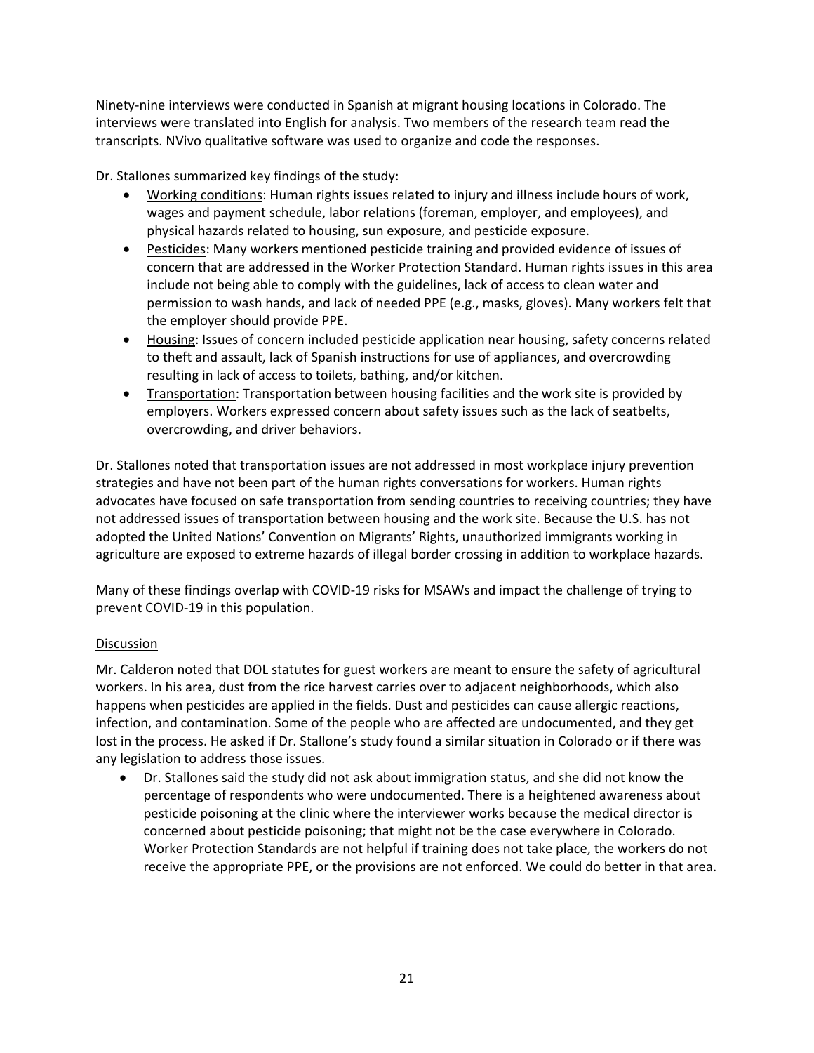Ninety-nine interviews were conducted in Spanish at migrant housing locations in Colorado. The interviews were translated into English for analysis. Two members of the research team read the transcripts. NVivo qualitative software was used to organize and code the responses.

Dr. Stallones summarized key findings of the study:

- Working conditions: Human rights issues related to injury and illness include hours of work, wages and payment schedule, labor relations (foreman, employer, and employees), and physical hazards related to housing, sun exposure, and pesticide exposure.
- Pesticides: Many workers mentioned pesticide training and provided evidence of issues of concern that are addressed in the Worker Protection Standard. Human rights issues in this area include not being able to comply with the guidelines, lack of access to clean water and permission to wash hands, and lack of needed PPE (e.g., masks, gloves). Many workers felt that the employer should provide PPE.
- Housing: Issues of concern included pesticide application near housing, safety concerns related to theft and assault, lack of Spanish instructions for use of appliances, and overcrowding resulting in lack of access to toilets, bathing, and/or kitchen.
- Transportation: Transportation between housing facilities and the work site is provided by employers. Workers expressed concern about safety issues such as the lack of seatbelts, overcrowding, and driver behaviors.

Dr. Stallones noted that transportation issues are not addressed in most workplace injury prevention strategies and have not been part of the human rights conversations for workers. Human rights advocates have focused on safe transportation from sending countries to receiving countries; they have not addressed issues of transportation between housing and the work site. Because the U.S. has not adopted the United Nations' Convention on Migrants' Rights, unauthorized immigrants working in agriculture are exposed to extreme hazards of illegal border crossing in addition to workplace hazards.

Many of these findings overlap with COVID-19 risks for MSAWs and impact the challenge of trying to prevent COVID-19 in this population.

Discussion

Mr. Calderon noted that DOL statutes for guest workers are meant to ensure the safety of agricultural workers. In his area, dust from the rice harvest carries over to adjacent neighborhoods, which also happens when pesticides are applied in the fields. Dust and pesticides can cause allergic reactions, infection, and contamination. Some of the people who are affected are undocumented, and they get lost in the process. He asked if Dr. Stallone's study found a similar situation in Colorado or if there was any legislation to address those issues.

- Dr. Stallones said the study did not ask about immigration status, and she did not know the percentage of respondents who were undocumented. There is a heightened awareness about pesticide poisoning at the clinic where the interviewer works because the medical director is concerned about pesticide poisoning; that might not be the case everywhere in Colorado. Worker Protection Standards are not helpful if training does not take place, the workers do not receive the appropriate PPE, or the provisions are not enforced. We could do better in that area.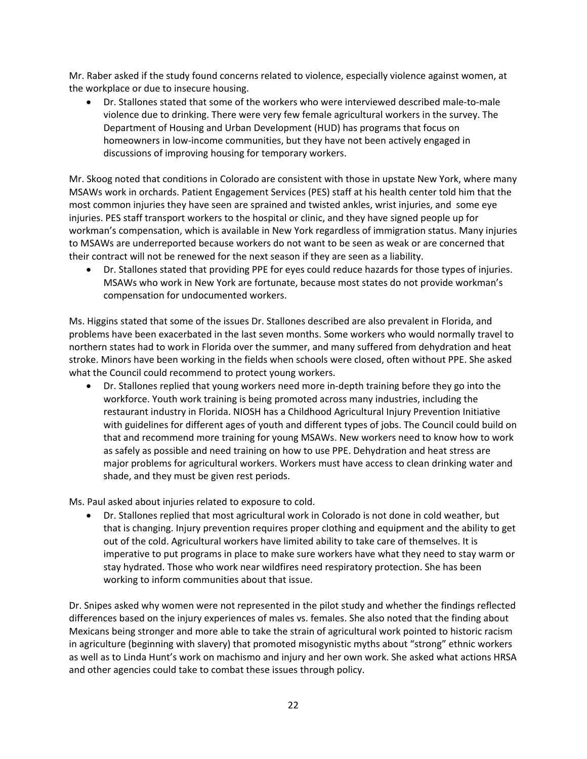Mr. Raber asked if the study found concerns related to violence, especially violence against women, at the workplace or due to insecure housing.

- Dr. Stallones stated that some of the workers who were interviewed described male-to-male violence due to drinking. There were very few female agricultural workers in the survey. The Department of Housing and Urban Development (HUD) has programs that focus on homeowners in low-income communities, but they have not been actively engaged in discussions of improving housing for temporary workers.

Mr. Skoog noted that conditions in Colorado are consistent with those in upstate New York, where many MSAWs work in orchards. Patient Engagement Services (PES) staff at his health center told him that the most common injuries they have seen are sprained and twisted ankles, wrist injuries, and some eye injuries. PES staff transport workers to the hospital or clinic, and they have signed people up for workman's compensation, which is available in New York regardless of immigration status. Many injuries to MSAWs are underreported because workers do not want to be seen as weak or are concerned that their contract will not be renewed for the next season if they are seen as a liability.

- Dr. Stallones stated that providing PPE for eyes could reduce hazards for those types of injuries. MSAWs who work in New York are fortunate, because most states do not provide workman's compensation for undocumented workers.

Ms. Higgins stated that some of the issues Dr. Stallones described are also prevalent in Florida, and problems have been exacerbated in the last seven months. Some workers who would normally travel to northern states had to work in Florida over the summer, and many suffered from dehydration and heat stroke. Minors have been working in the fields when schools were closed, often without PPE. She asked what the Council could recommend to protect young workers.

- Dr. Stallones replied that young workers need more in-depth training before they go into the workforce. Youth work training is being promoted across many industries, including the restaurant industry in Florida. NIOSH has a Childhood Agricultural Injury Prevention Initiative with guidelines for different ages of youth and different types of jobs. The Council could build on that and recommend more training for young MSAWs. New workers need to know how to work as safely as possible and need training on how to use PPE. Dehydration and heat stress are major problems for agricultural workers. Workers must have access to clean drinking water and shade, and they must be given rest periods.

Ms. Paul asked about injuries related to exposure to cold.

- Dr. Stallones replied that most agricultural work in Colorado is not done in cold weather, but that is changing. Injury prevention requires proper clothing and equipment and the ability to get out of the cold. Agricultural workers have limited ability to take care of themselves. It is imperative to put programs in place to make sure workers have what they need to stay warm or stay hydrated. Those who work near wildfires need respiratory protection. She has been working to inform communities about that issue.

Dr. Snipes asked why women were not represented in the pilot study and whether the findings reflected differences based on the injury experiences of males vs. females. She also noted that the finding about Mexicans being stronger and more able to take the strain of agricultural work pointed to historic racism in agriculture (beginning with slavery) that promoted misogynistic myths about "strong" ethnic workers as well as to Linda Hunt's work on machismo and injury and her own work. She asked what actions HRSA and other agencies could take to combat these issues through policy.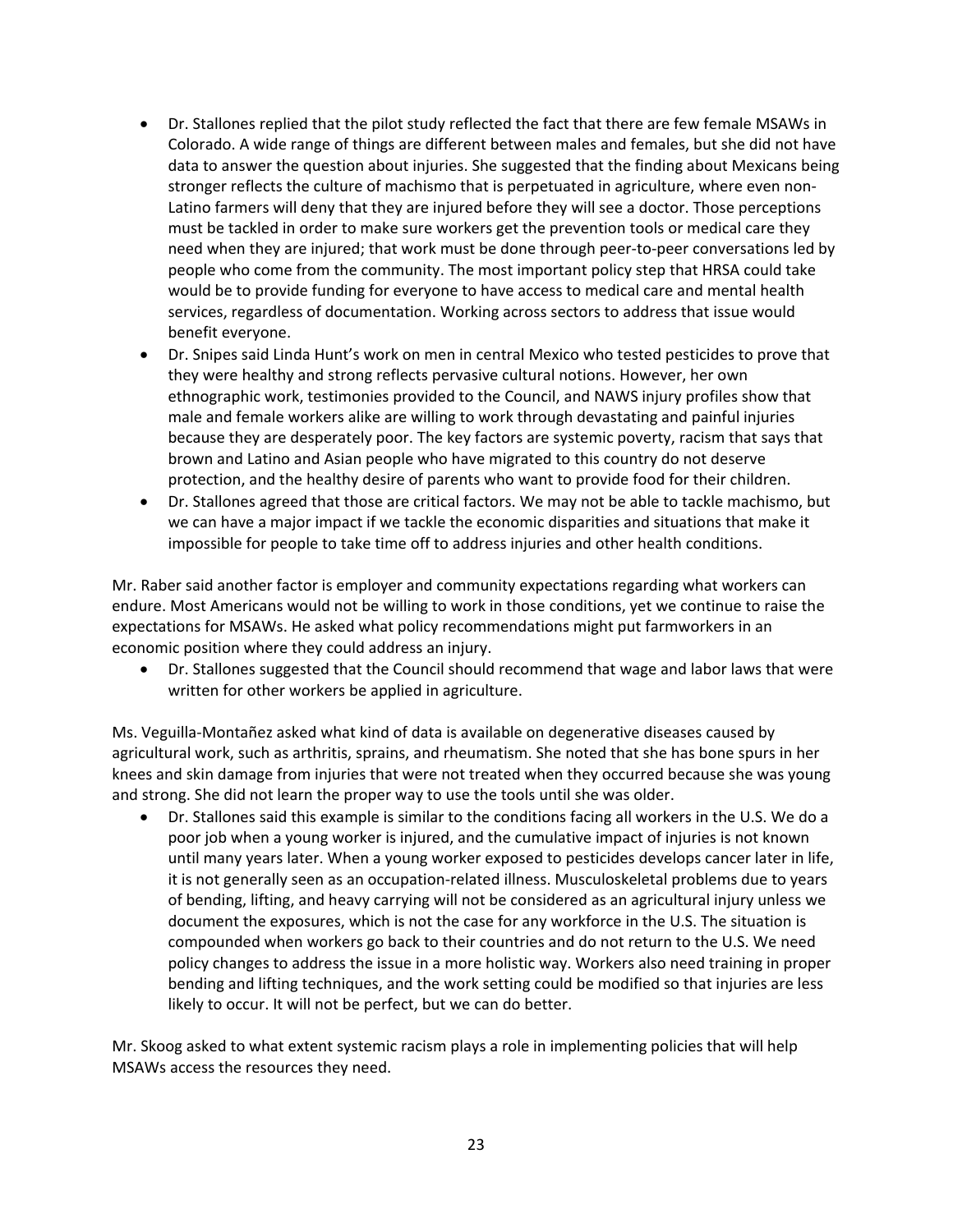- Dr. Stallones replied that the pilot study reflected the fact that there are few female MSAWs in Colorado. A wide range of things are different between males and females, but she did not have data to answer the question about injuries. She suggested that the finding about Mexicans being stronger reflects the culture of machismo that is perpetuated in agriculture, where even non-Latino farmers will deny that they are injured before they will see a doctor. Those perceptions must be tackled in order to make sure workers get the prevention tools or medical care they need when they are injured; that work must be done through peer-to-peer conversations led by people who come from the community. The most important policy step that HRSA could take would be to provide funding for everyone to have access to medical care and mental health services, regardless of documentation. Working across sectors to address that issue would benefit everyone.
- Dr. Snipes said Linda Hunt's work on men in central Mexico who tested pesticides to prove that they were healthy and strong reflects pervasive cultural notions. However, her own ethnographic work, testimonies provided to the Council, and NAWS injury profiles show that male and female workers alike are willing to work through devastating and painful injuries because they are desperately poor. The key factors are systemic poverty, racism that says that brown and Latino and Asian people who have migrated to this country do not deserve protection, and the healthy desire of parents who want to provide food for their children.
- Dr. Stallones agreed that those are critical factors. We may not be able to tackle machismo, but we can have a major impact if we tackle the economic disparities and situations that make it impossible for people to take time off to address injuries and other health conditions.

Mr. Raber said another factor is employer and community expectations regarding what workers can endure. Most Americans would not be willing to work in those conditions, yet we continue to raise the expectations for MSAWs. He asked what policy recommendations might put farmworkers in an economic position where they could address an injury.

- Dr. Stallones suggested that the Council should recommend that wage and labor laws that were written for other workers be applied in agriculture.

Ms. Veguilla-Montañez asked what kind of data is available on degenerative diseases caused by agricultural work, such as arthritis, sprains, and rheumatism. She noted that she has bone spurs in her knees and skin damage from injuries that were not treated when they occurred because she was young and strong. She did not learn the proper way to use the tools until she was older.

- Dr. Stallones said this example is similar to the conditions facing all workers in the U.S. We do a poor job when a young worker is injured, and the cumulative impact of injuries is not known until many years later. When a young worker exposed to pesticides develops cancer later in life, it is not generally seen as an occupation-related illness. Musculoskeletal problems due to years of bending, lifting, and heavy carrying will not be considered as an agricultural injury unless we document the exposures, which is not the case for any workforce in the U.S. The situation is compounded when workers go back to their countries and do not return to the U.S. We need policy changes to address the issue in a more holistic way. Workers also need training in proper bending and lifting techniques, and the work setting could be modified so that injuries are less likely to occur. It will not be perfect, but we can do better.

Mr. Skoog asked to what extent systemic racism plays a role in implementing policies that will help MSAWs access the resources they need.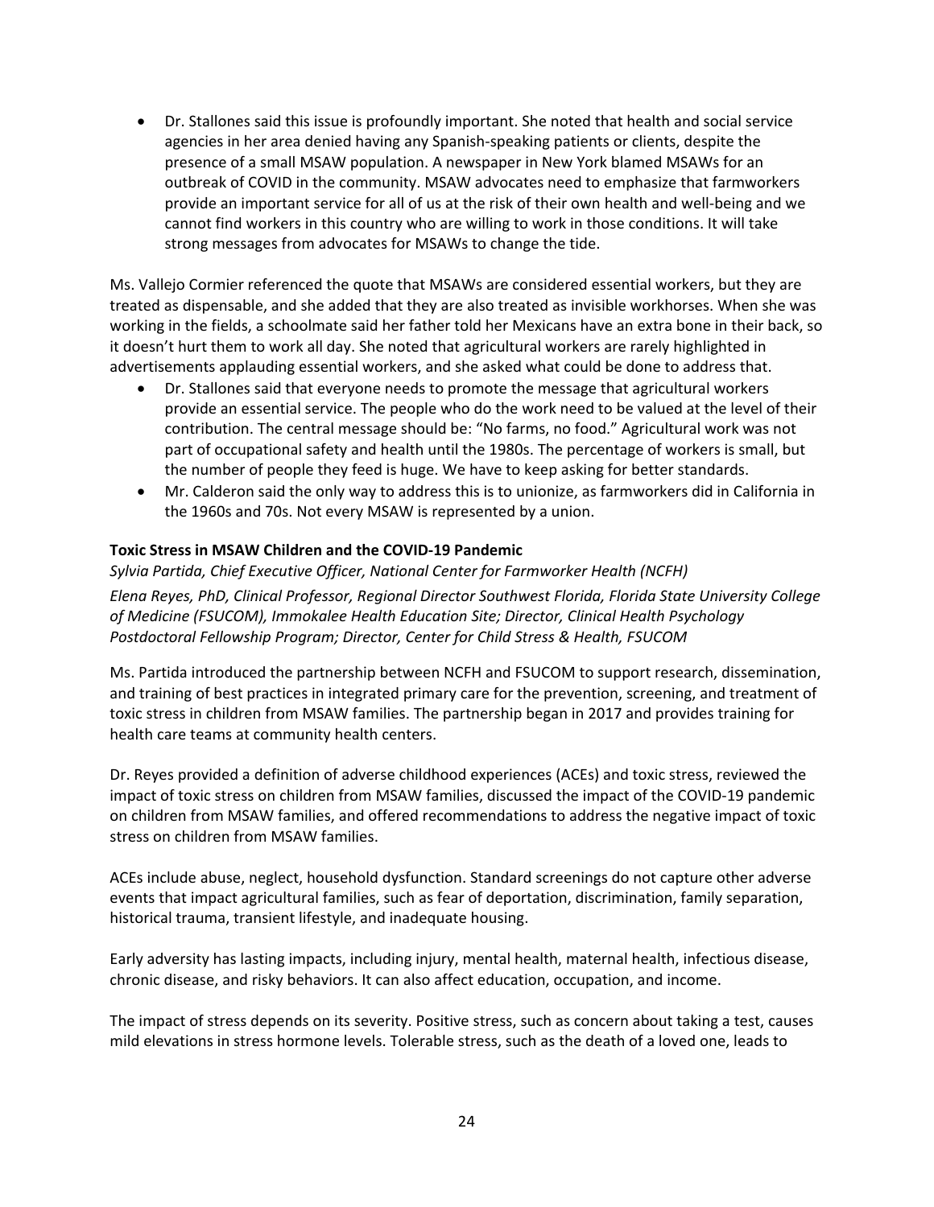- Dr. Stallones said this issue is profoundly important. She noted that health and social service agencies in her area denied having any Spanish-speaking patients or clients, despite the presence of a small MSAW population. A newspaper in New York blamed MSAWs for an outbreak of COVID in the community. MSAW advocates need to emphasize that farmworkers provide an important service for all of us at the risk of their own health and well-being and we cannot find workers in this country who are willing to work in those conditions. It will take strong messages from advocates for MSAWs to change the tide.

Ms. Vallejo Cormier referenced the quote that MSAWs are considered essential workers, but they are treated as dispensable, and she added that they are also treated as invisible workhorses. When she was working in the fields, a schoolmate said her father told her Mexicans have an extra bone in their back, so it doesn't hurt them to work all day. She noted that agricultural workers are rarely highlighted in advertisements applauding essential workers, and she asked what could be done to address that.

- Dr. Stallones said that everyone needs to promote the message that agricultural workers provide an essential service. The people who do the work need to be valued at the level of their contribution. The central message should be: "No farms, no food." Agricultural work was not part of occupational safety and health until the 1980s. The percentage of workers is small, but the number of people they feed is huge. We have to keep asking for better standards.
- Mr. Calderon said the only way to address this is to unionize, as farmworkers did in California in the 1960s and 70s. Not every MSAW is represented by a union.

**Toxic Stress in MSAW Children and the COVID-19 Pandemic**

*Sylvia Partida, Chief Executive Officer, National Center for Farmworker Health (NCFH)*

*Elena Reyes, PhD, Clinical Professor, Regional Director Southwest Florida, Florida State University College of Medicine (FSUCOM), Immokalee Health Education Site; Director, Clinical Health Psychology Postdoctoral Fellowship Program; Director, Center for Child Stress & Health, FSUCOM*

Ms. Partida introduced the partnership between NCFH and FSUCOM to support research, dissemination, and training of best practices in integrated primary care for the prevention, screening, and treatment of toxic stress in children from MSAW families. The partnership began in 2017 and provides training for health care teams at community health centers.

Dr. Reyes provided a definition of adverse childhood experiences (ACEs) and toxic stress, reviewed the impact of toxic stress on children from MSAW families, discussed the impact of the COVID-19 pandemic on children from MSAW families, and offered recommendations to address the negative impact of toxic stress on children from MSAW families.

ACEs include abuse, neglect, household dysfunction. Standard screenings do not capture other adverse events that impact agricultural families, such as fear of deportation, discrimination, family separation, historical trauma, transient lifestyle, and inadequate housing.

Early adversity has lasting impacts, including injury, mental health, maternal health, infectious disease, chronic disease, and risky behaviors. It can also affect education, occupation, and income.

The impact of stress depends on its severity. Positive stress, such as concern about taking a test, causes mild elevations in stress hormone levels. Tolerable stress, such as the death of a loved one, leads to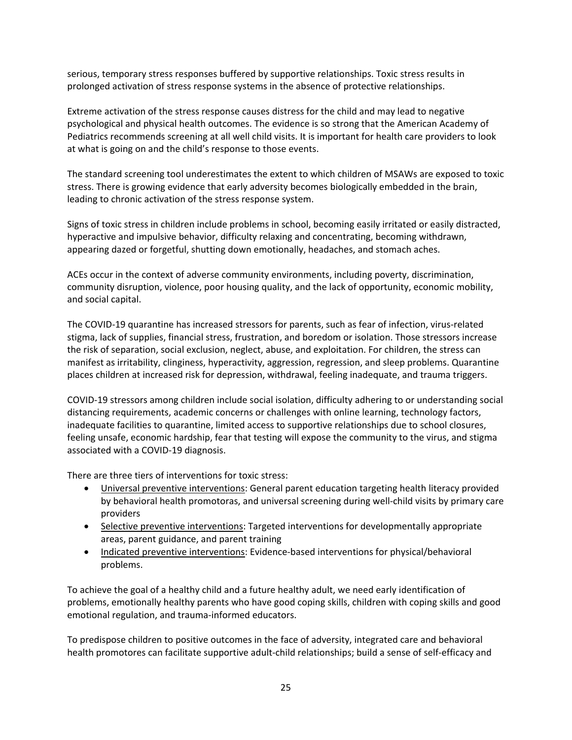serious, temporary stress responses buffered by supportive relationships. Toxic stress results in prolonged activation of stress response systems in the absence of protective relationships.

Extreme activation of the stress response causes distress for the child and may lead to negative psychological and physical health outcomes. The evidence is so strong that the American Academy of Pediatrics recommends screening at all well child visits. It is important for health care providers to look at what is going on and the child's response to those events.

The standard screening tool underestimates the extent to which children of MSAWs are exposed to toxic stress. There is growing evidence that early adversity becomes biologically embedded in the brain, leading to chronic activation of the stress response system.

Signs of toxic stress in children include problems in school, becoming easily irritated or easily distracted, hyperactive and impulsive behavior, difficulty relaxing and concentrating, becoming withdrawn, appearing dazed or forgetful, shutting down emotionally, headaches, and stomach aches.

ACEs occur in the context of adverse community environments, including poverty, discrimination, community disruption, violence, poor housing quality, and the lack of opportunity, economic mobility, and social capital.

The COVID-19 quarantine has increased stressors for parents, such as fear of infection, virus-related stigma, lack of supplies, financial stress, frustration, and boredom or isolation. Those stressors increase the risk of separation, social exclusion, neglect, abuse, and exploitation. For children, the stress can manifest as irritability, clinginess, hyperactivity, aggression, regression, and sleep problems. Quarantine places children at increased risk for depression, withdrawal, feeling inadequate, and trauma triggers.

COVID-19 stressors among children include social isolation, difficulty adhering to or understanding social distancing requirements, academic concerns or challenges with online learning, technology factors, inadequate facilities to quarantine, limited access to supportive relationships due to school closures, feeling unsafe, economic hardship, fear that testing will expose the community to the virus, and stigma associated with a COVID-19 diagnosis.

There are three tiers of interventions for toxic stress:

- <u>Universal preventive interventions</u>: General parent education targeting health literacy provided by behavioral health promotoras, and universal screening during well-child visits by primary care providers
- <u>Selective preventive interventions</u>: Targeted interventions for developmentally appropriate areas, parent guidance, and parent training
- <u>Indicated preventive interventions</u>: Evidence-based interventions for physical/behavioral problems.

To achieve the goal of a healthy child and a future healthy adult, we need early identification of problems, emotionally healthy parents who have good coping skills, children with coping skills and good emotional regulation, and trauma-informed educators.

To predispose children to positive outcomes in the face of adversity, integrated care and behavioral health promotores can facilitate supportive adult-child relationships; build a sense of self-efficacy and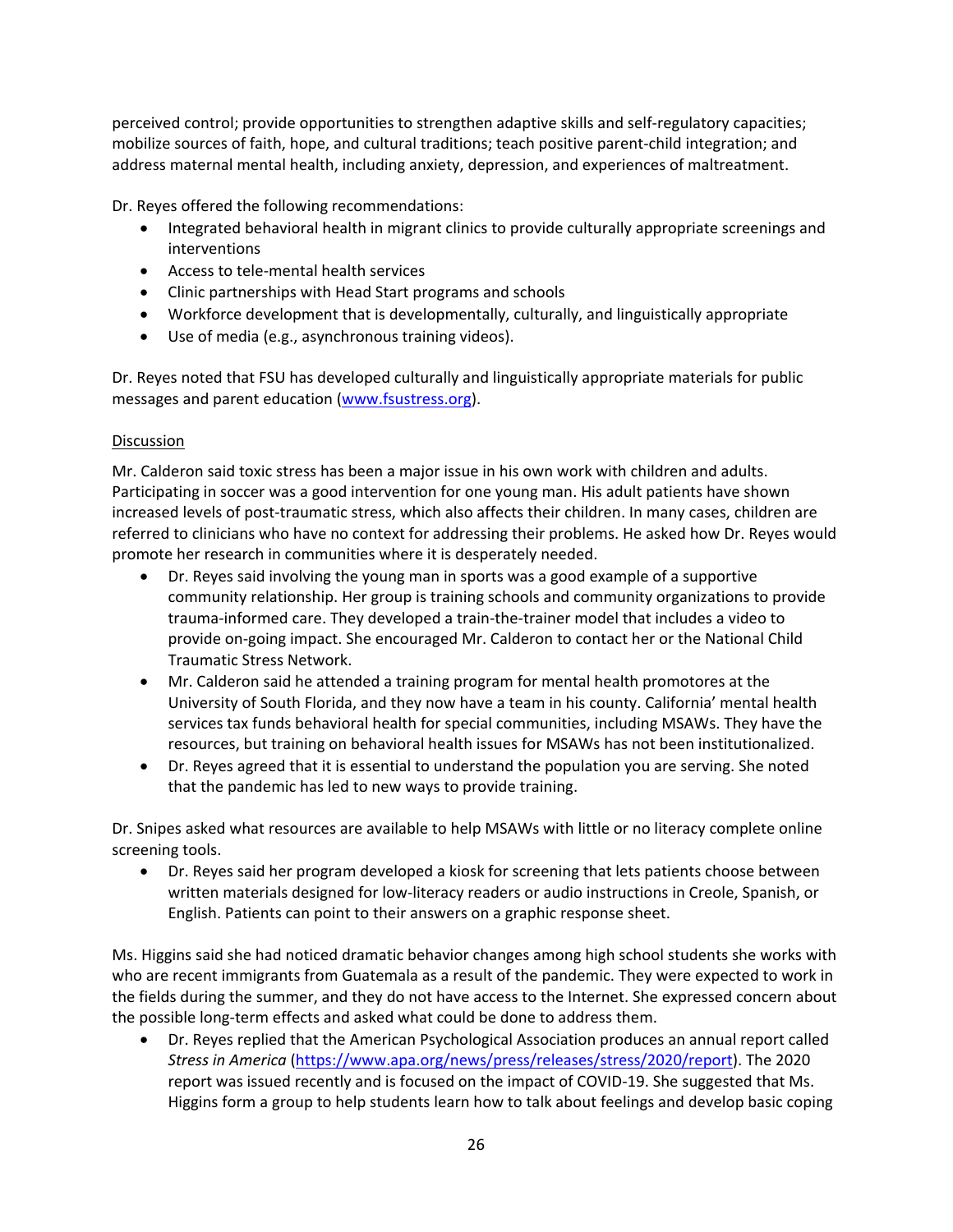perceived control; provide opportunities to strengthen adaptive skills and self-regulatory capacities; mobilize sources of faith, hope, and cultural traditions; teach positive parent-child integration; and address maternal mental health, including anxiety, depression, and experiences of maltreatment.

Dr. Reyes offered the following recommendations:

- Integrated behavioral health in migrant clinics to provide culturally appropriate screenings and interventions
- Access to tele-mental health services
- Clinic partnerships with Head Start programs and schools
- Workforce development that is developmentally, culturally, and linguistically appropriate
- Use of media (e.g., asynchronous training videos).

Dr. Reyes noted that FSU has developed culturally and linguistically appropriate materials for public messages and parent education (www.fsustress.org).

Discussion

Mr. Calderon said toxic stress has been a major issue in his own work with children and adults. Participating in soccer was a good intervention for one young man. His adult patients have shown increased levels of post-traumatic stress, which also affects their children. In many cases, children are referred to clinicians who have no context for addressing their problems. He asked how Dr. Reyes would promote her research in communities where it is desperately needed.

- Dr. Reyes said involving the young man in sports was a good example of a supportive community relationship. Her group is training schools and community organizations to provide trauma-informed care. They developed a train-the-trainer model that includes a video to provide on-going impact. She encouraged Mr. Calderon to contact her or the National Child Traumatic Stress Network.
- Mr. Calderon said he attended a training program for mental health promotores at the University of South Florida, and they now have a team in his county. California' mental health services tax funds behavioral health for special communities, including MSAWs. They have the resources, but training on behavioral health issues for MSAWs has not been institutionalized.
- Dr. Reyes agreed that it is essential to understand the population you are serving. She noted that the pandemic has led to new ways to provide training.

Dr. Snipes asked what resources are available to help MSAWs with little or no literacy complete online screening tools.

- Dr. Reyes said her program developed a kiosk for screening that lets patients choose between written materials designed for low-literacy readers or audio instructions in Creole, Spanish, or English. Patients can point to their answers on a graphic response sheet.

Ms. Higgins said she had noticed dramatic behavior changes among high school students she works with who are recent immigrants from Guatemala as a result of the pandemic. They were expected to work in the fields during the summer, and they do not have access to the Internet. She expressed concern about the possible long-term effects and asked what could be done to address them.

- Dr. Reyes replied that the American Psychological Association produces an annual report called *Stress in America* (https://www.apa.org/news/press/releases/stress/2020/report). The 2020 report was issued recently and is focused on the impact of COVID-19. She suggested that Ms. Higgins form a group to help students learn how to talk about feelings and develop basic coping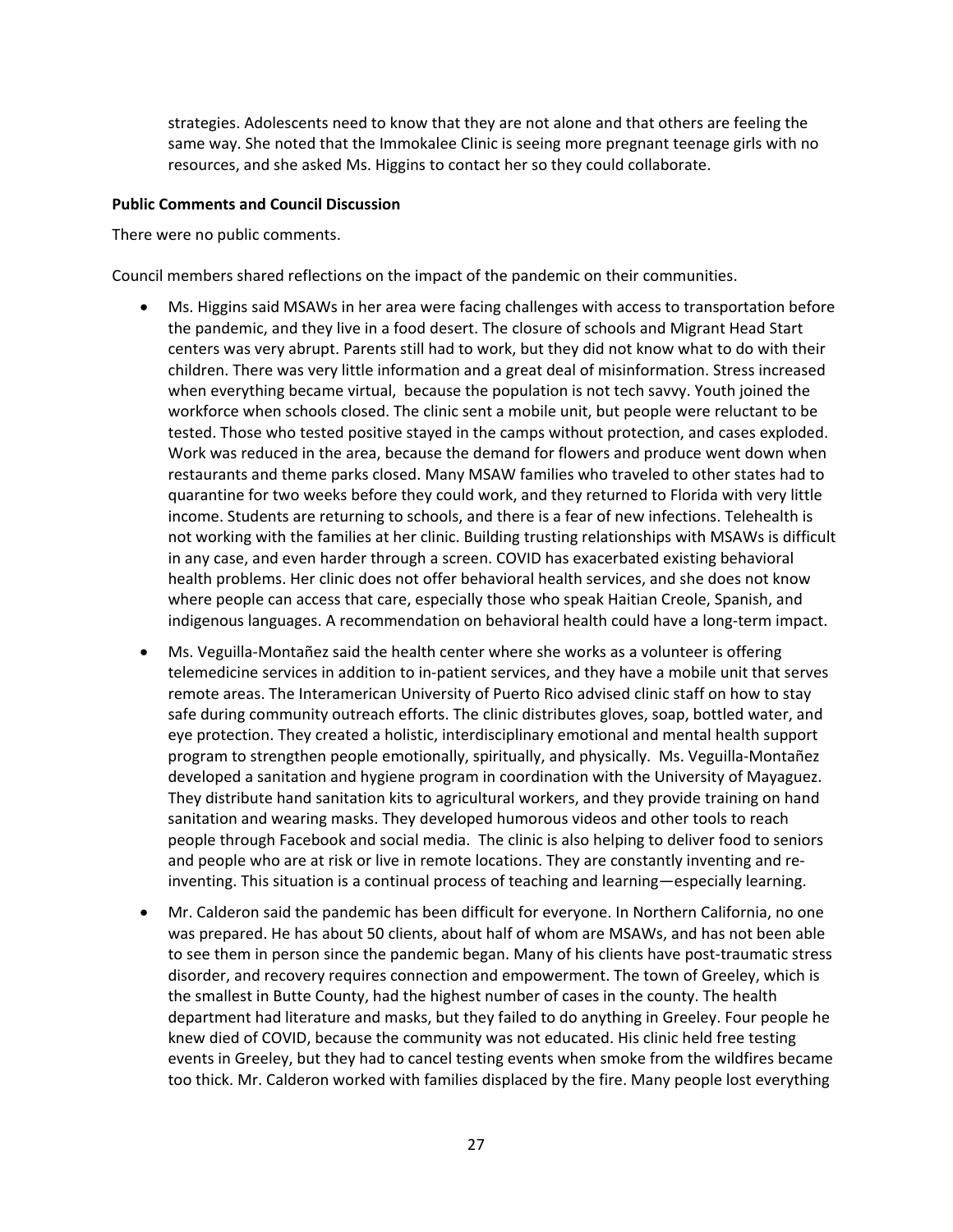strategies. Adolescents need to know that they are not alone and that others are feeling the same way. She noted that the Immokalee Clinic is seeing more pregnant teenage girls with no resources, and she asked Ms. Higgins to contact her so they could collaborate.

**Public Comments and Council Discussion**

There were no public comments.

Council members shared reflections on the impact of the pandemic on their communities.

- Ms. Higgins said MSAWs in her area were facing challenges with access to transportation before the pandemic, and they live in a food desert. The closure of schools and Migrant Head Start centers was very abrupt. Parents still had to work, but they did not know what to do with their children. There was very little information and a great deal of misinformation. Stress increased when everything became virtual, because the population is not tech savvy. Youth joined the workforce when schools closed. The clinic sent a mobile unit, but people were reluctant to be tested. Those who tested positive stayed in the camps without protection, and cases exploded. Work was reduced in the area, because the demand for flowers and produce went down when restaurants and theme parks closed. Many MSAW families who traveled to other states had to quarantine for two weeks before they could work, and they returned to Florida with very little income. Students are returning to schools, and there is a fear of new infections. Telehealth is not working with the families at her clinic. Building trusting relationships with MSAWs is difficult in any case, and even harder through a screen. COVID has exacerbated existing behavioral health problems. Her clinic does not offer behavioral health services, and she does not know where people can access that care, especially those who speak Haitian Creole, Spanish, and indigenous languages. A recommendation on behavioral health could have a long-term impact.
- Ms. Veguilla-Montañez said the health center where she works as a volunteer is offering telemedicine services in addition to in-patient services, and they have a mobile unit that serves remote areas. The Interamerican University of Puerto Rico advised clinic staff on how to stay safe during community outreach efforts. The clinic distributes gloves, soap, bottled water, and eye protection. They created a holistic, interdisciplinary emotional and mental health support program to strengthen people emotionally, spiritually, and physically. Ms. Veguilla-Montañez developed a sanitation and hygiene program in coordination with the University of Mayaguez. They distribute hand sanitation kits to agricultural workers, and they provide training on hand sanitation and wearing masks. They developed humorous videos and other tools to reach people through Facebook and social media. The clinic is also helping to deliver food to seniors and people who are at risk or live in remote locations. They are constantly inventing and re-inventing. This situation is a continual process of teaching and learning—especially learning.
- Mr. Calderon said the pandemic has been difficult for everyone. In Northern California, no one was prepared. He has about 50 clients, about half of whom are MSAWs, and has not been able to see them in person since the pandemic began. Many of his clients have post-traumatic stress disorder, and recovery requires connection and empowerment. The town of Greeley, which is the smallest in Butte County, had the highest number of cases in the county. The health department had literature and masks, but they failed to do anything in Greeley. Four people he knew died of COVID, because the community was not educated. His clinic held free testing events in Greeley, but they had to cancel testing events when smoke from the wildfires became too thick. Mr. Calderon worked with families displaced by the fire. Many people lost everything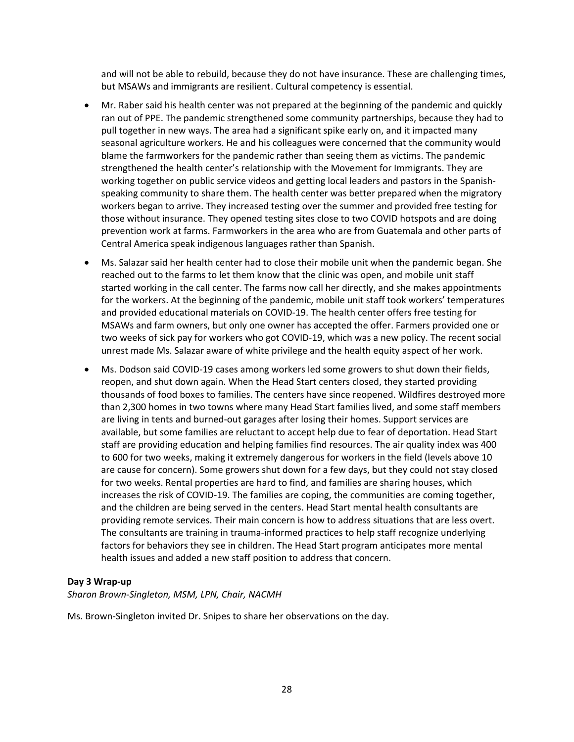and will not be able to rebuild, because they do not have insurance. These are challenging times, but MSAWs and immigrants are resilient. Cultural competency is essential.

- Mr. Raber said his health center was not prepared at the beginning of the pandemic and quickly ran out of PPE. The pandemic strengthened some community partnerships, because they had to pull together in new ways. The area had a significant spike early on, and it impacted many seasonal agriculture workers. He and his colleagues were concerned that the community would blame the farmworkers for the pandemic rather than seeing them as victims. The pandemic strengthened the health center's relationship with the Movement for Immigrants. They are working together on public service videos and getting local leaders and pastors in the Spanish-speaking community to share them. The health center was better prepared when the migratory workers began to arrive. They increased testing over the summer and provided free testing for those without insurance. They opened testing sites close to two COVID hotspots and are doing prevention work at farms. Farmworkers in the area who are from Guatemala and other parts of Central America speak indigenous languages rather than Spanish.
- Ms. Salazar said her health center had to close their mobile unit when the pandemic began. She reached out to the farms to let them know that the clinic was open, and mobile unit staff started working in the call center. The farms now call her directly, and she makes appointments for the workers. At the beginning of the pandemic, mobile unit staff took workers' temperatures and provided educational materials on COVID-19. The health center offers free testing for MSAWs and farm owners, but only one owner has accepted the offer. Farmers provided one or two weeks of sick pay for workers who got COVID-19, which was a new policy. The recent social unrest made Ms. Salazar aware of white privilege and the health equity aspect of her work.
- Ms. Dodson said COVID-19 cases among workers led some growers to shut down their fields, reopen, and shut down again. When the Head Start centers closed, they started providing thousands of food boxes to families. The centers have since reopened. Wildfires destroyed more than 2,300 homes in two towns where many Head Start families lived, and some staff members are living in tents and burned-out garages after losing their homes. Support services are available, but some families are reluctant to accept help due to fear of deportation. Head Start staff are providing education and helping families find resources. The air quality index was 400 to 600 for two weeks, making it extremely dangerous for workers in the field (levels above 10 are cause for concern). Some growers shut down for a few days, but they could not stay closed for two weeks. Rental properties are hard to find, and families are sharing houses, which increases the risk of COVID-19. The families are coping, the communities are coming together, and the children are being served in the centers. Head Start mental health consultants are providing remote services. Their main concern is how to address situations that are less overt. The consultants are training in trauma-informed practices to help staff recognize underlying factors for behaviors they see in children. The Head Start program anticipates more mental health issues and added a new staff position to address that concern.

**Day 3 Wrap-up**

*Sharon Brown-Singleton, MSM, LPN, Chair, NACMH*

Ms. Brown-Singleton invited Dr. Snipes to share her observations on the day.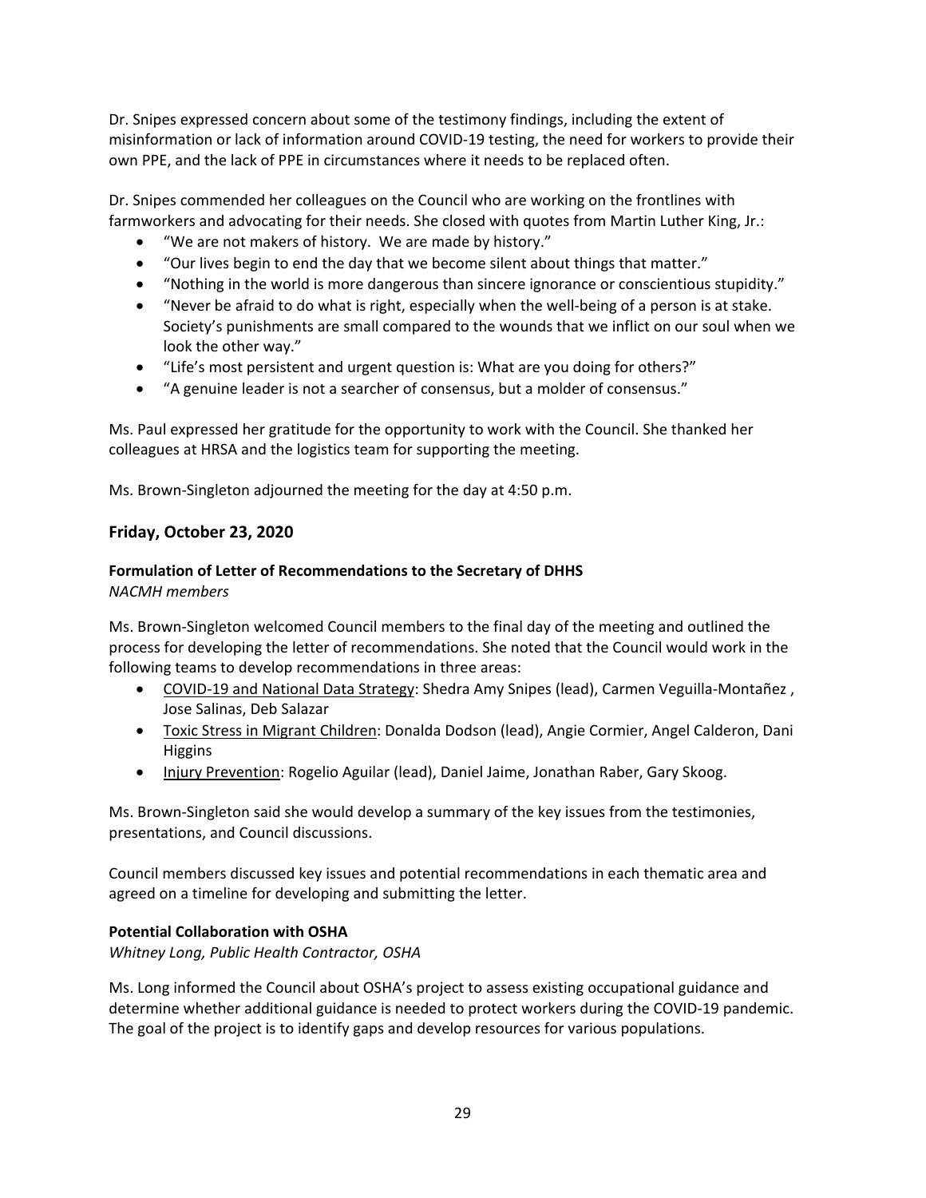Dr. Snipes expressed concern about some of the testimony findings, including the extent of misinformation or lack of information around COVID-19 testing, the need for workers to provide their own PPE, and the lack of PPE in circumstances where it needs to be replaced often.

Dr. Snipes commended her colleagues on the Council who are working on the frontlines with farmworkers and advocating for their needs. She closed with quotes from Martin Luther King, Jr.:

- "We are not makers of history. We are made by history."
- "Our lives begin to end the day that we become silent about things that matter."
- "Nothing in the world is more dangerous than sincere ignorance or conscientious stupidity."
- "Never be afraid to do what is right, especially when the well-being of a person is at stake. Society's punishments are small compared to the wounds that we inflict on our soul when we look the other way."
- "Life's most persistent and urgent question is: What are you doing for others?"
- "A genuine leader is not a searcher of consensus, but a molder of consensus."

Ms. Paul expressed her gratitude for the opportunity to work with the Council. She thanked her colleagues at HRSA and the logistics team for supporting the meeting.

Ms. Brown-Singleton adjourned the meeting for the day at 4:50 p.m.

## Friday, October 23, 2020

### Formulation of Letter of Recommendations to the Secretary of DHHS

*NACMH members*

Ms. Brown-Singleton welcomed Council members to the final day of the meeting and outlined the process for developing the letter of recommendations. She noted that the Council would work in the following teams to develop recommendations in three areas:

- COVID-19 and National Data Strategy: Shedra Amy Snipes (lead), Carmen Veguilla-Montañez , Jose Salinas, Deb Salazar
- Toxic Stress in Migrant Children: Donalda Dodson (lead), Angie Cormier, Angel Calderon, Dani Higgins
- Injury Prevention: Rogelio Aguilar (lead), Daniel Jaime, Jonathan Raber, Gary Skoog.

Ms. Brown-Singleton said she would develop a summary of the key issues from the testimonies, presentations, and Council discussions.

Council members discussed key issues and potential recommendations in each thematic area and agreed on a timeline for developing and submitting the letter.

### Potential Collaboration with OSHA

*Whitney Long, Public Health Contractor, OSHA*

Ms. Long informed the Council about OSHA's project to assess existing occupational guidance and determine whether additional guidance is needed to protect workers during the COVID-19 pandemic. The goal of the project is to identify gaps and develop resources for various populations.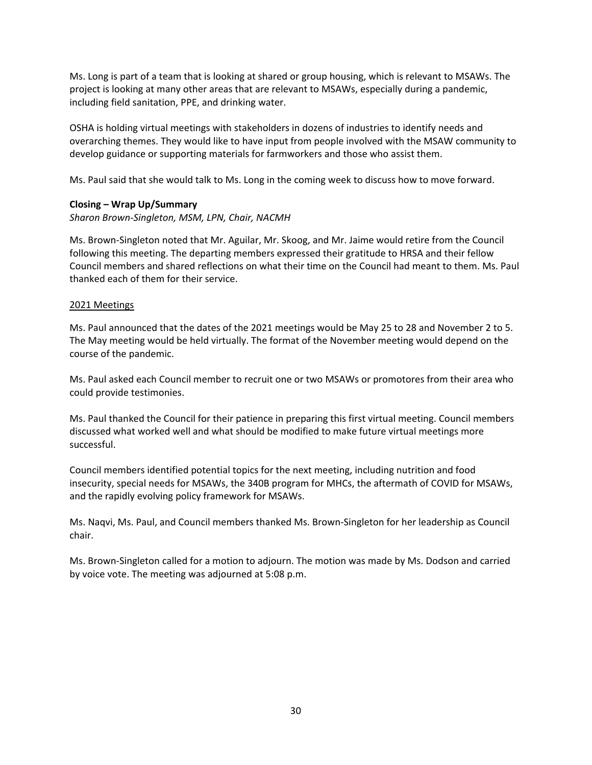Ms. Long is part of a team that is looking at shared or group housing, which is relevant to MSAWs. The project is looking at many other areas that are relevant to MSAWs, especially during a pandemic, including field sanitation, PPE, and drinking water.

OSHA is holding virtual meetings with stakeholders in dozens of industries to identify needs and overarching themes. They would like to have input from people involved with the MSAW community to develop guidance or supporting materials for farmworkers and those who assist them.

Ms. Paul said that she would talk to Ms. Long in the coming week to discuss how to move forward.

**Closing – Wrap Up/Summary**

*Sharon Brown-Singleton, MSM, LPN, Chair, NACMH*

Ms. Brown-Singleton noted that Mr. Aguilar, Mr. Skoog, and Mr. Jaime would retire from the Council following this meeting. The departing members expressed their gratitude to HRSA and their fellow Council members and shared reflections on what their time on the Council had meant to them. Ms. Paul thanked each of them for their service.

<u>2021 Meetings</u>

Ms. Paul announced that the dates of the 2021 meetings would be May 25 to 28 and November 2 to 5. The May meeting would be held virtually. The format of the November meeting would depend on the course of the pandemic.

Ms. Paul asked each Council member to recruit one or two MSAWs or promotores from their area who could provide testimonies.

Ms. Paul thanked the Council for their patience in preparing this first virtual meeting. Council members discussed what worked well and what should be modified to make future virtual meetings more successful.

Council members identified potential topics for the next meeting, including nutrition and food insecurity, special needs for MSAWs, the 340B program for MHCs, the aftermath of COVID for MSAWs, and the rapidly evolving policy framework for MSAWs.

Ms. Naqvi, Ms. Paul, and Council members thanked Ms. Brown-Singleton for her leadership as Council chair.

Ms. Brown-Singleton called for a motion to adjourn. The motion was made by Ms. Dodson and carried by voice vote. The meeting was adjourned at 5:08 p.m.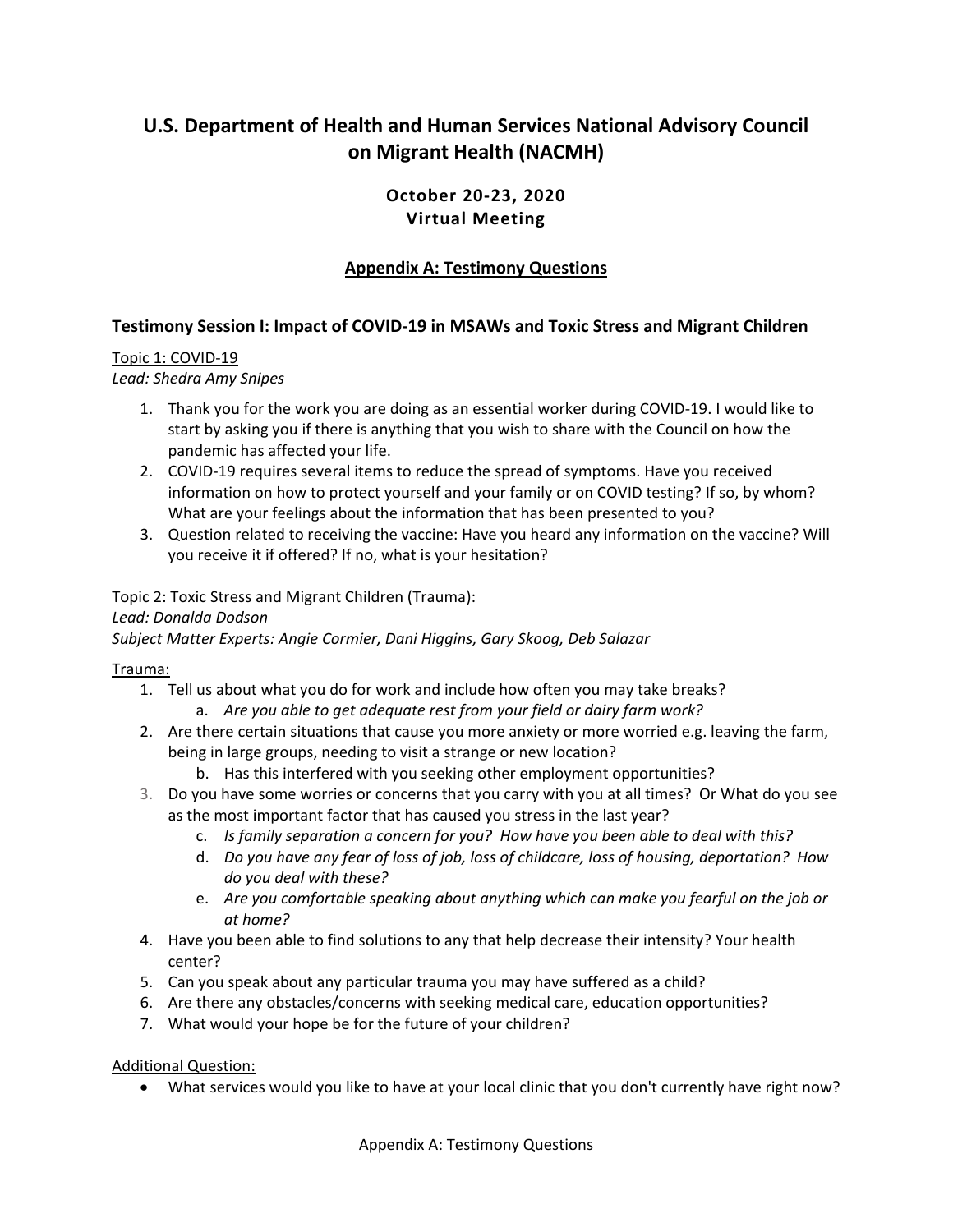# U.S. Department of Health and Human Services National Advisory Council on Migrant Health (NACMH)

**October 20-23, 2020**
**Virtual Meeting**

## Appendix A: Testimony Questions

### Testimony Session I: Impact of COVID-19 in MSAWs and Toxic Stress and Migrant Children

Topic 1: COVID-19
*Lead: Shedra Amy Snipes*

1. Thank you for the work you are doing as an essential worker during COVID-19. I would like to start by asking you if there is anything that you wish to share with the Council on how the pandemic has affected your life.
2. COVID-19 requires several items to reduce the spread of symptoms. Have you received information on how to protect yourself and your family or on COVID testing? If so, by whom? What are your feelings about the information that has been presented to you?
3. Question related to receiving the vaccine: Have you heard any information on the vaccine? Will you receive it if offered? If no, what is your hesitation?

Topic 2: Toxic Stress and Migrant Children (Trauma):
*Lead: Donalda Dodson*
*Subject Matter Experts: Angie Cormier, Dani Higgins, Gary Skoog, Deb Salazar*

Trauma:

1. Tell us about what you do for work and include how often you may take breaks?
    a. *Are you able to get adequate rest from your field or dairy farm work?*
2. Are there certain situations that cause you more anxiety or more worried e.g. leaving the farm, being in large groups, needing to visit a strange or new location?
    b. Has this interfered with you seeking other employment opportunities?
3. Do you have some worries or concerns that you carry with you at all times? Or What do you see as the most important factor that has caused you stress in the last year?
    c. *Is family separation a concern for you? How have you been able to deal with this?*
    d. *Do you have any fear of loss of job, loss of childcare, loss of housing, deportation? How do you deal with these?*
    e. *Are you comfortable speaking about anything which can make you fearful on the job or at home?*
4. Have you been able to find solutions to any that help decrease their intensity? Your health center?
5. Can you speak about any particular trauma you may have suffered as a child?
6. Are there any obstacles/concerns with seeking medical care, education opportunities?
7. What would your hope be for the future of your children?

Additional Question:

- What services would you like to have at your local clinic that you don't currently have right now?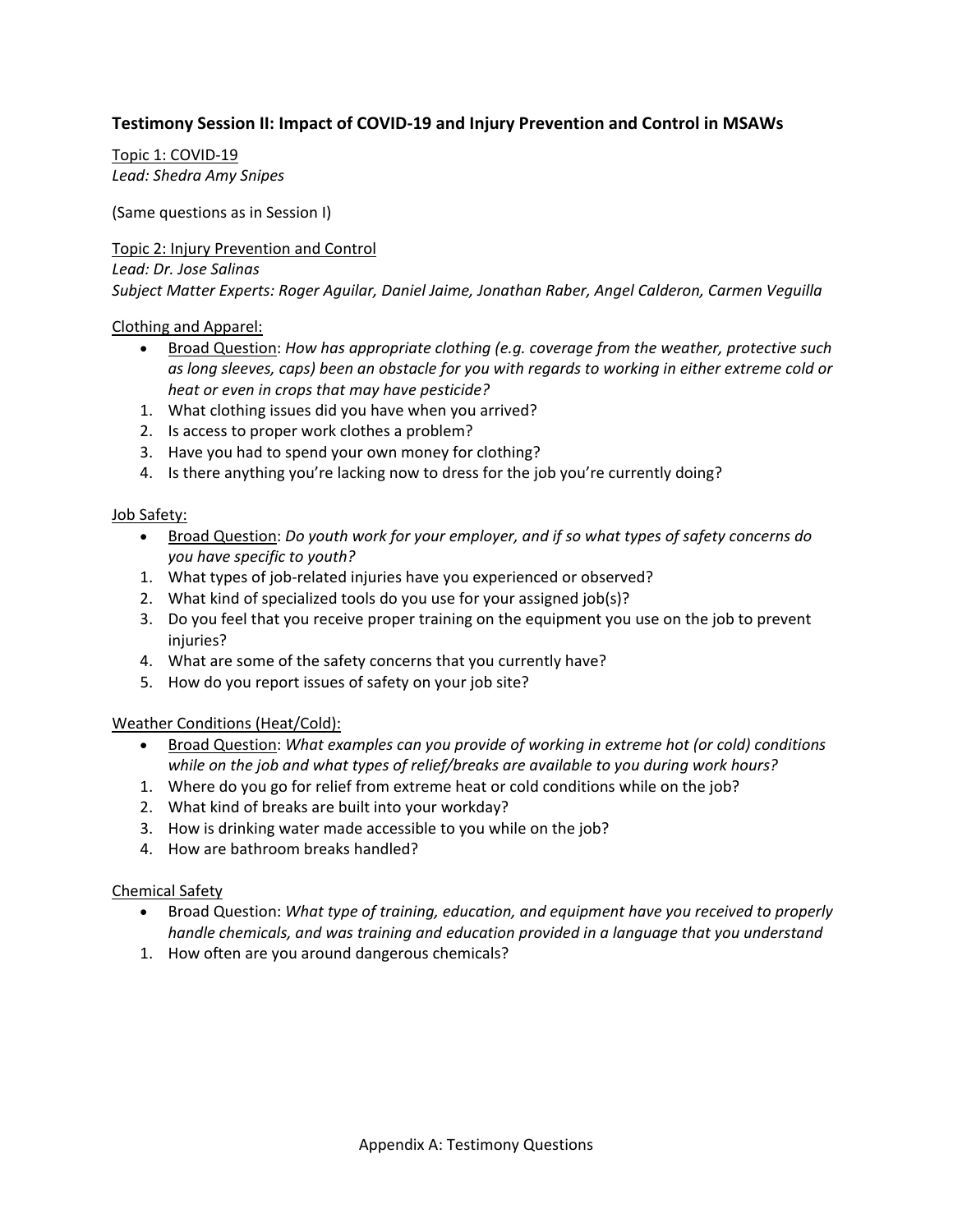### Testimony Session II: Impact of COVID-19 and Injury Prevention and Control in MSAWs

Topic 1: COVID-19
*Lead: Shedra Amy Snipes*

(Same questions as in Session I)

Topic 2: Injury Prevention and Control
*Lead: Dr. Jose Salinas*
*Subject Matter Experts: Roger Aguilar, Daniel Jaime, Jonathan Raber, Angel Calderon, Carmen Veguilla*

Clothing and Apparel:

- Broad Question: *How has appropriate clothing (e.g. coverage from the weather, protective such as long sleeves, caps) been an obstacle for you with regards to working in either extreme cold or heat or even in crops that may have pesticide?*

1. What clothing issues did you have when you arrived?
2. Is access to proper work clothes a problem?
3. Have you had to spend your own money for clothing?
4. Is there anything you're lacking now to dress for the job you're currently doing?

Job Safety:

- Broad Question: *Do youth work for your employer, and if so what types of safety concerns do you have specific to youth?*

1. What types of job-related injuries have you experienced or observed?
2. What kind of specialized tools do you use for your assigned job(s)?
3. Do you feel that you receive proper training on the equipment you use on the job to prevent injuries?
4. What are some of the safety concerns that you currently have?
5. How do you report issues of safety on your job site?

Weather Conditions (Heat/Cold):

- Broad Question: *What examples can you provide of working in extreme hot (or cold) conditions while on the job and what types of relief/breaks are available to you during work hours?*

1. Where do you go for relief from extreme heat or cold conditions while on the job?
2. What kind of breaks are built into your workday?
3. How is drinking water made accessible to you while on the job?
4. How are bathroom breaks handled?

Chemical Safety

- Broad Question: *What type of training, education, and equipment have you received to properly handle chemicals, and was training and education provided in a language that you understand*

1. How often are you around dangerous chemicals?

Appendix A: Testimony Questions